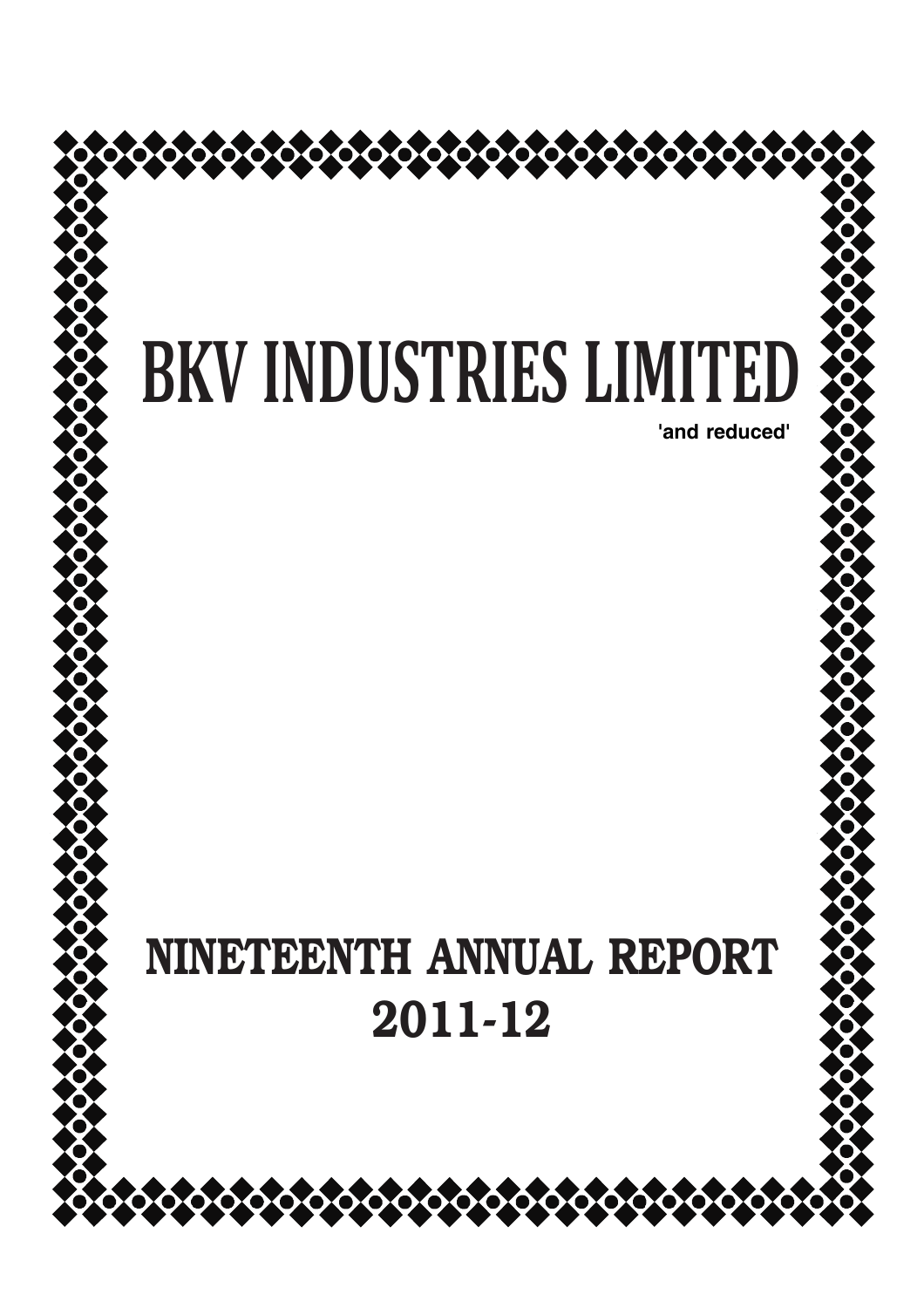# BKV INDUSTRIES LIMITED

'and reduced'

# NINETEENTH ANNUAL REPORT 2011-12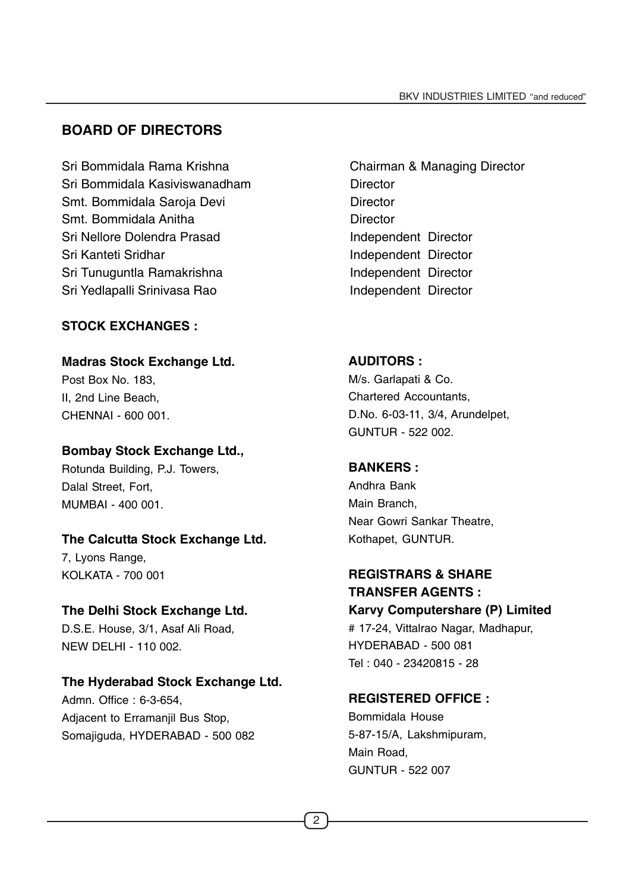## BOARD OF DIRECTORS

| | |
|---|---|
| Sri Bommidala Rama Krishna | Chairman & Managing Director |
| Sri Bommidala Kasiviswanadham | Director |
| Smt. Bommidala Saroja Devi | Director |
| Smt. Bommidala Anitha | Director |
| Sri Nellore Dolendra Prasad | Independent Director |
| Sri Kanteti Sridhar | Independent Director |
| Sri Tunuguntla Ramakrishna | Independent Director |
| Sri Yedlapalli Srinivasa Rao | Independent Director |

### STOCK EXCHANGES :

**Madras Stock Exchange Ltd.**
Post Box No. 183,
II, 2nd Line Beach,
CHENNAI - 600 001.

**Bombay Stock Exchange Ltd.,**
Rotunda Building, P.J. Towers,
Dalal Street, Fort,
MUMBAI - 400 001.

**The Calcutta Stock Exchange Ltd.**
7, Lyons Range,
KOLKATA - 700 001

**The Delhi Stock Exchange Ltd.**
D.S.E. House, 3/1, Asaf Ali Road,
NEW DELHI - 110 002.

**The Hyderabad Stock Exchange Ltd.**
Admn. Office : 6-3-654,
Adjacent to Erramanjil Bus Stop,
Somajiguda, HYDERABAD - 500 082

### AUDITORS :

M/s. Garlapati & Co.
Chartered Accountants,
D.No. 6-03-11, 3/4, Arundelpet,
GUNTUR - 522 002.

### BANKERS :

Andhra Bank
Main Branch,
Near Gowri Sankar Theatre,
Kothapet, GUNTUR.

### REGISTRARS & SHARE TRANSFER AGENTS :

**Karvy Computershare (P) Limited**
# 17-24, Vittalrao Nagar, Madhapur,
HYDERABAD - 500 081
Tel : 040 - 23420815 - 28

### REGISTERED OFFICE :

Bommidala House
5-87-15/A, Lakshmipuram,
Main Road,
GUNTUR - 522 007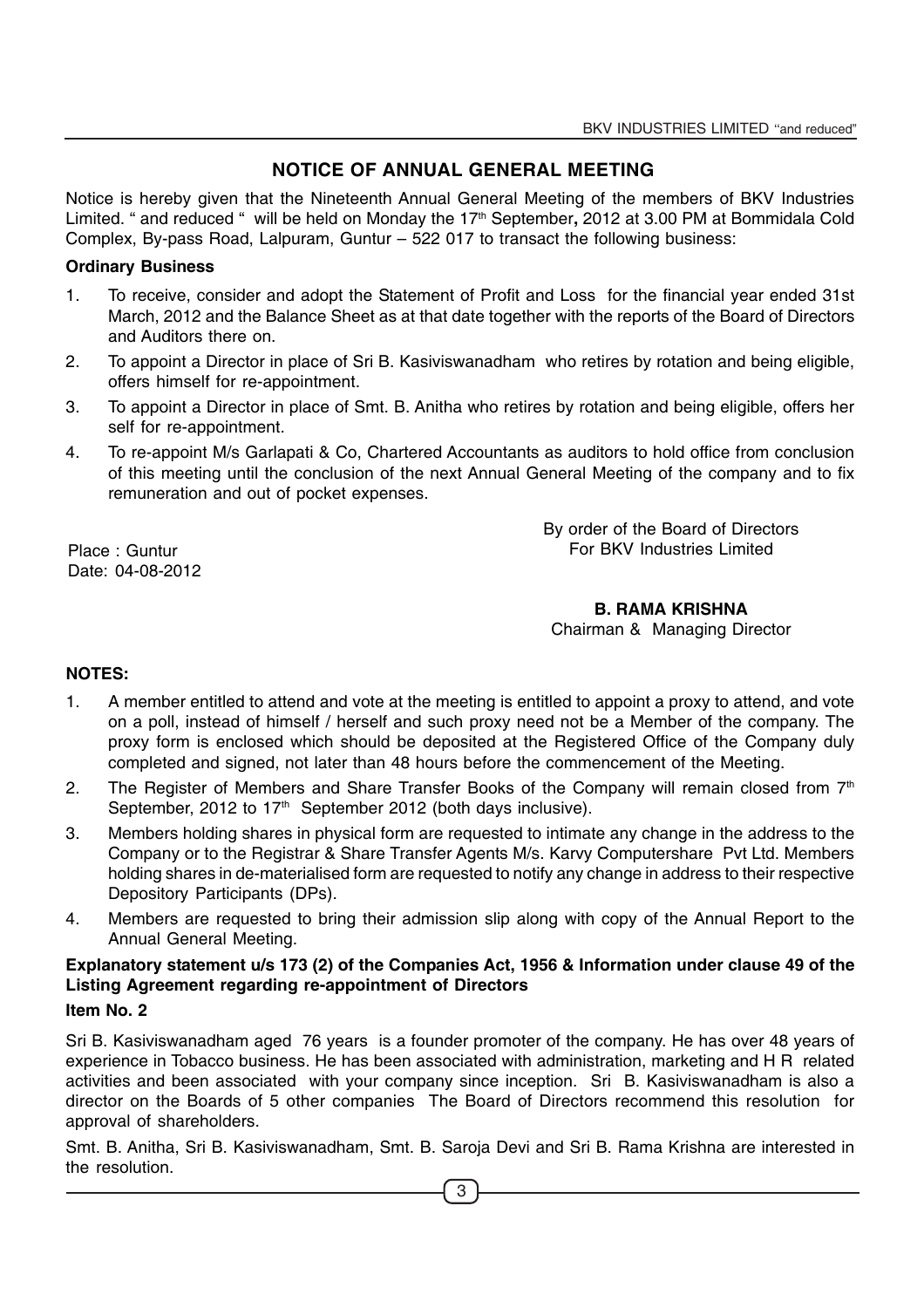## NOTICE OF ANNUAL GENERAL MEETING

Notice is hereby given that the Nineteenth Annual General Meeting of the members of BKV Industries Limited. " and reduced " will be held on Monday the 17th September**,** 2012 at 3.00 PM at Bommidala Cold Complex, By-pass Road, Lalpuram, Guntur – 522 017 to transact the following business:

**Ordinary Business**

1. To receive, consider and adopt the Statement of Profit and Loss for the financial year ended 31st March, 2012 and the Balance Sheet as at that date together with the reports of the Board of Directors and Auditors there on.
2. To appoint a Director in place of Sri B. Kasiviswanadham who retires by rotation and being eligible, offers himself for re-appointment.
3. To appoint a Director in place of Smt. B. Anitha who retires by rotation and being eligible, offers her self for re-appointment.
4. To re-appoint M/s Garlapati & Co, Chartered Accountants as auditors to hold office from conclusion of this meeting until the conclusion of the next Annual General Meeting of the company and to fix remuneration and out of pocket expenses.

Place : Guntur
Date: 04-08-2012

By order of the Board of Directors
For BKV Industries Limited

**B. RAMA KRISHNA**
Chairman & Managing Director

**NOTES:**

1. A member entitled to attend and vote at the meeting is entitled to appoint a proxy to attend, and vote on a poll, instead of himself / herself and such proxy need not be a Member of the company. The proxy form is enclosed which should be deposited at the Registered Office of the Company duly completed and signed, not later than 48 hours before the commencement of the Meeting.
2. The Register of Members and Share Transfer Books of the Company will remain closed from 7th September, 2012 to 17th September 2012 (both days inclusive).
3. Members holding shares in physical form are requested to intimate any change in the address to the Company or to the Registrar & Share Transfer Agents M/s. Karvy Computershare Pvt Ltd. Members holding shares in de-materialised form are requested to notify any change in address to their respective Depository Participants (DPs).
4. Members are requested to bring their admission slip along with copy of the Annual Report to the Annual General Meeting.

**Explanatory statement u/s 173 (2) of the Companies Act, 1956 & Information under clause 49 of the Listing Agreement regarding re-appointment of Directors**

**Item No. 2**

Sri B. Kasiviswanadham aged 76 years is a founder promoter of the company. He has over 48 years of experience in Tobacco business. He has been associated with administration, marketing and H R related activities and been associated with your company since inception. Sri B. Kasiviswanadham is also a director on the Boards of 5 other companies The Board of Directors recommend this resolution for approval of shareholders.

Smt. B. Anitha, Sri B. Kasiviswanadham, Smt. B. Saroja Devi and Sri B. Rama Krishna are interested in the resolution.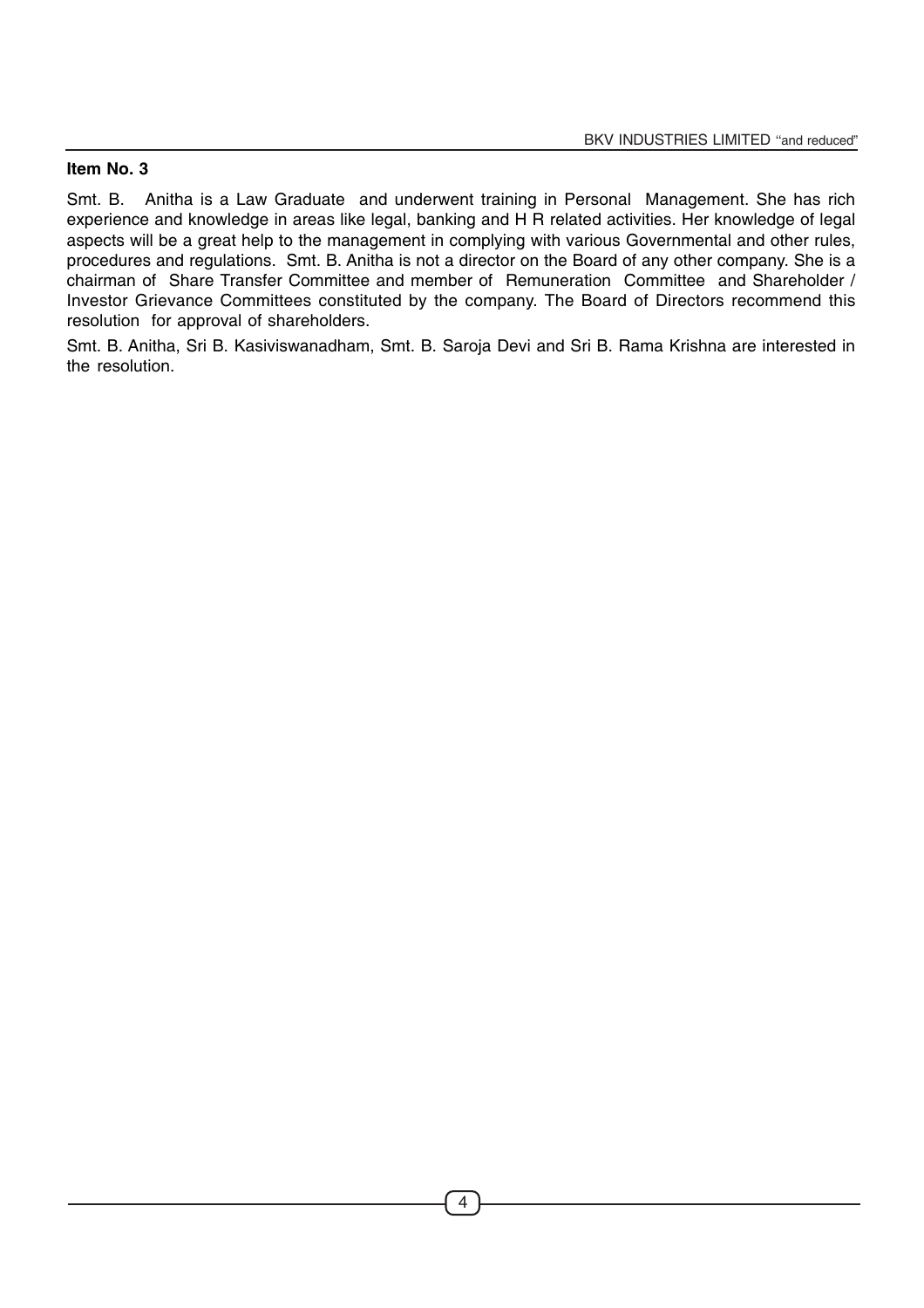**Item No. 3**

Smt. B. Anitha is a Law Graduate and underwent training in Personal Management. She has rich experience and knowledge in areas like legal, banking and H R related activities. Her knowledge of legal aspects will be a great help to the management in complying with various Governmental and other rules, procedures and regulations. Smt. B. Anitha is not a director on the Board of any other company. She is a chairman of Share Transfer Committee and member of Remuneration Committee and Shareholder / Investor Grievance Committees constituted by the company. The Board of Directors recommend this resolution for approval of shareholders.

Smt. B. Anitha, Sri B. Kasiviswanadham, Smt. B. Saroja Devi and Sri B. Rama Krishna are interested in the resolution.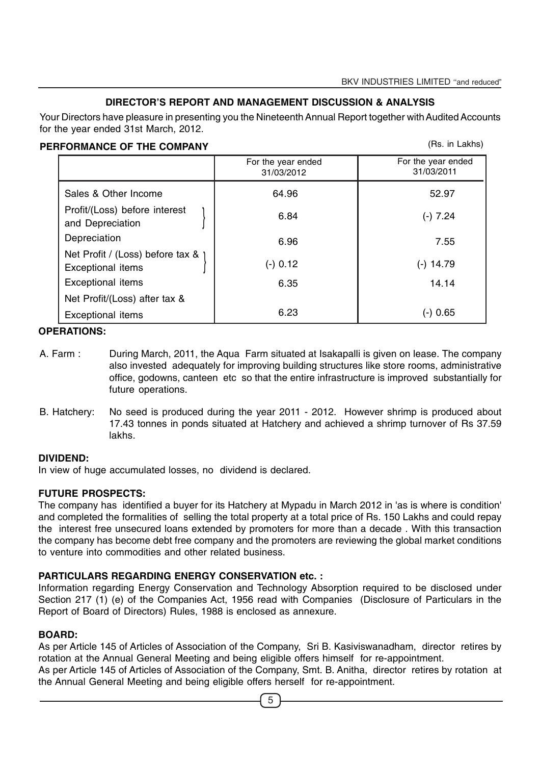## DIRECTOR'S REPORT AND MANAGEMENT DISCUSSION & ANALYSIS

Your Directors have pleasure in presenting you the Nineteenth Annual Report together with Audited Accounts for the year ended 31st March, 2012.

### PERFORMANCE OF THE COMPANY

(Rs. in Lakhs)

| | For the year ended 31/03/2012 | For the year ended 31/03/2011 |
|---|---|---|
| Sales & Other Income | 64.96 | 52.97 |
| Profit/(Loss) before interest and Depreciation | 6.84 | (-) 7.24 |
| Depreciation | 6.96 | 7.55 |
| Net Profit / (Loss) before tax & Exceptional items | (-) 0.12 | (-) 14.79 |
| Exceptional items | 6.35 | 14.14 |
| Net Profit/(Loss) after tax & Exceptional items | 6.23 | (-) 0.65 |

### OPERATIONS:

A. Farm : During March, 2011, the Aqua Farm situated at Isakapalli is given on lease. The company also invested adequately for improving building structures like store rooms, administrative office, godowns, canteen etc so that the entire infrastructure is improved substantially for future operations.

B. Hatchery: No seed is produced during the year 2011 - 2012. However shrimp is produced about 17.43 tonnes in ponds situated at Hatchery and achieved a shrimp turnover of Rs 37.59 lakhs.

### DIVIDEND:

In view of huge accumulated losses, no dividend is declared.

### FUTURE PROSPECTS:

The company has identified a buyer for its Hatchery at Mypadu in March 2012 in 'as is where is condition' and completed the formalities of selling the total property at a total price of Rs. 150 Lakhs and could repay the interest free unsecured loans extended by promoters for more than a decade . With this transaction the company has become debt free company and the promoters are reviewing the global market conditions to venture into commodities and other related business.

### PARTICULARS REGARDING ENERGY CONSERVATION etc. :

Information regarding Energy Conservation and Technology Absorption required to be disclosed under Section 217 (1) (e) of the Companies Act, 1956 read with Companies (Disclosure of Particulars in the Report of Board of Directors) Rules, 1988 is enclosed as annexure.

### BOARD:

As per Article 145 of Articles of Association of the Company, Sri B. Kasiviswanadham, director retires by rotation at the Annual General Meeting and being eligible offers himself for re-appointment.

As per Article 145 of Articles of Association of the Company, Smt. B. Anitha, director retires by rotation at the Annual General Meeting and being eligible offers herself for re-appointment.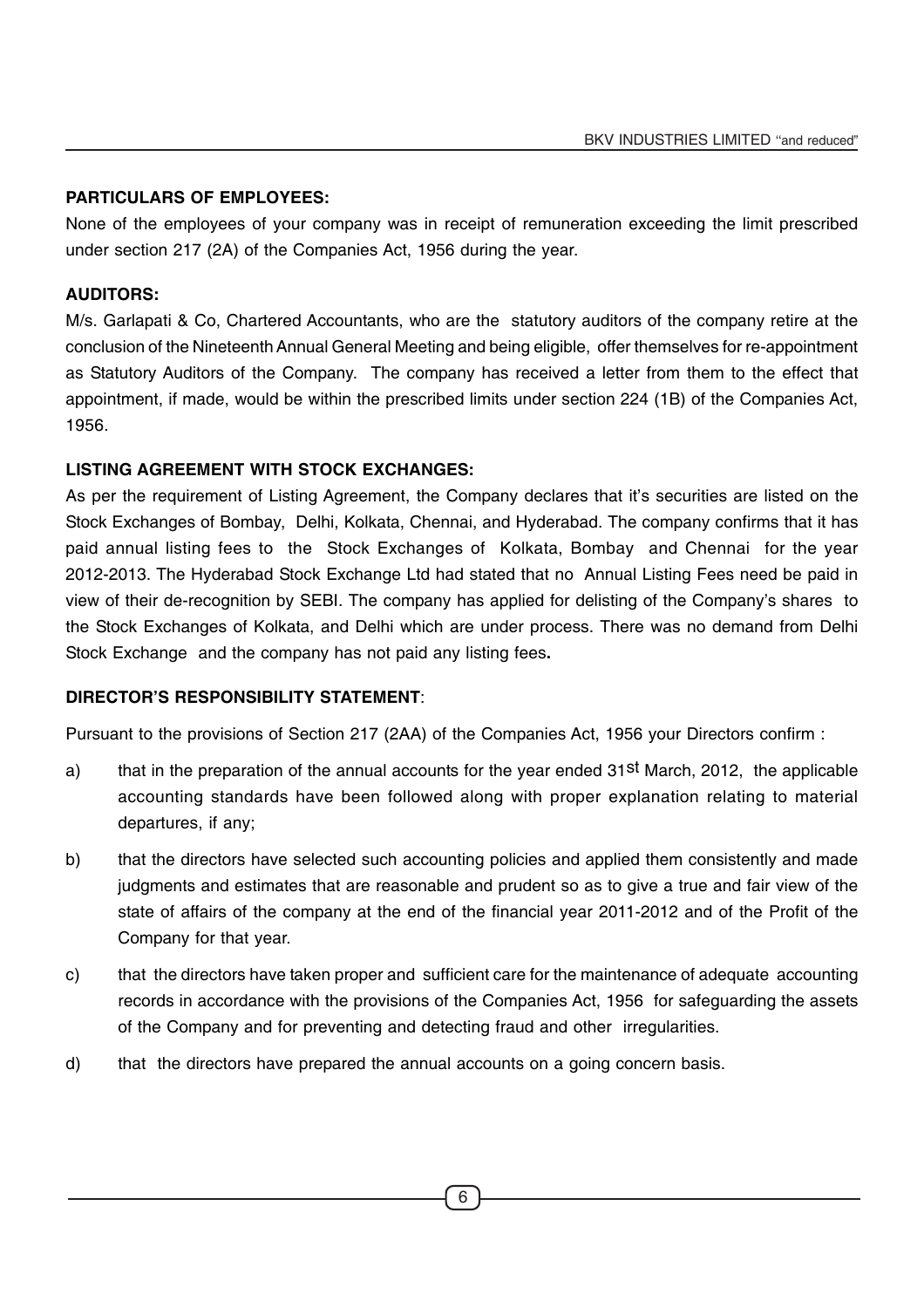**PARTICULARS OF EMPLOYEES:**

None of the employees of your company was in receipt of remuneration exceeding the limit prescribed under section 217 (2A) of the Companies Act, 1956 during the year.

**AUDITORS:**

M/s. Garlapati & Co, Chartered Accountants, who are the statutory auditors of the company retire at the conclusion of the Nineteenth Annual General Meeting and being eligible, offer themselves for re-appointment as Statutory Auditors of the Company. The company has received a letter from them to the effect that appointment, if made, would be within the prescribed limits under section 224 (1B) of the Companies Act, 1956.

**LISTING AGREEMENT WITH STOCK EXCHANGES:**

As per the requirement of Listing Agreement, the Company declares that it's securities are listed on the Stock Exchanges of Bombay, Delhi, Kolkata, Chennai, and Hyderabad. The company confirms that it has paid annual listing fees to the Stock Exchanges of Kolkata, Bombay and Chennai for the year 2012-2013. The Hyderabad Stock Exchange Ltd had stated that no Annual Listing Fees need be paid in view of their de-recognition by SEBI. The company has applied for delisting of the Company's shares to the Stock Exchanges of Kolkata, and Delhi which are under process. There was no demand from Delhi Stock Exchange and the company has not paid any listing fees**.**

**DIRECTOR'S RESPONSIBILITY STATEMENT**:

Pursuant to the provisions of Section 217 (2AA) of the Companies Act, 1956 your Directors confirm :

a) that in the preparation of the annual accounts for the year ended 31st March, 2012, the applicable accounting standards have been followed along with proper explanation relating to material departures, if any;

b) that the directors have selected such accounting policies and applied them consistently and made judgments and estimates that are reasonable and prudent so as to give a true and fair view of the state of affairs of the company at the end of the financial year 2011-2012 and of the Profit of the Company for that year.

c) that the directors have taken proper and sufficient care for the maintenance of adequate accounting records in accordance with the provisions of the Companies Act, 1956 for safeguarding the assets of the Company and for preventing and detecting fraud and other irregularities.

d) that the directors have prepared the annual accounts on a going concern basis.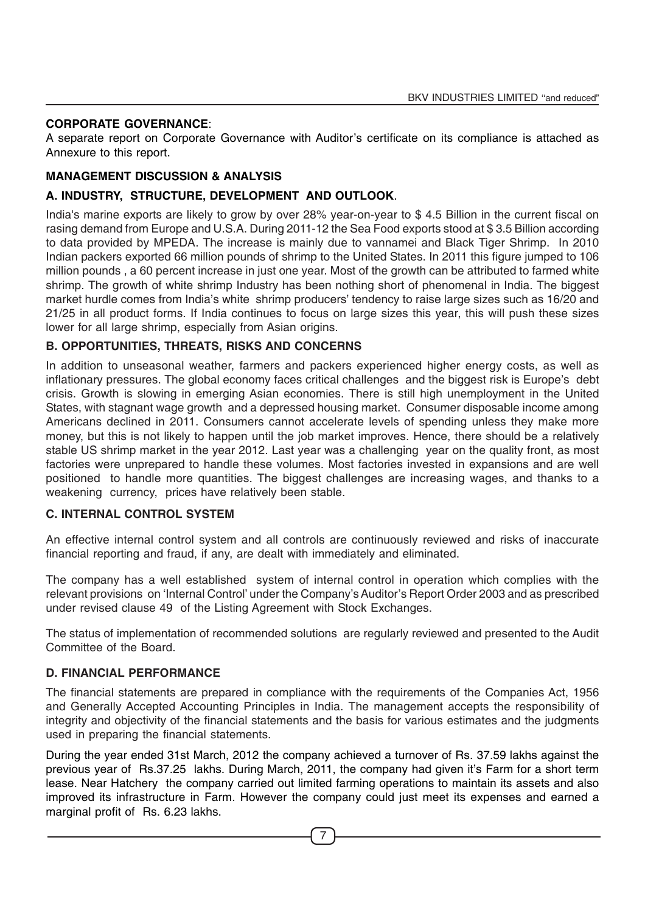**CORPORATE GOVERNANCE**:

A separate report on Corporate Governance with Auditor's certificate on its compliance is attached as Annexure to this report.

## MANAGEMENT DISCUSSION & ANALYSIS

### A. INDUSTRY, STRUCTURE, DEVELOPMENT AND OUTLOOK.

India's marine exports are likely to grow by over 28% year-on-year to $ 4.5 Billion in the current fiscal on rasing demand from Europe and U.S.A. During 2011-12 the Sea Food exports stood at $ 3.5 Billion according to data provided by MPEDA. The increase is mainly due to vannamei and Black Tiger Shrimp. In 2010 Indian packers exported 66 million pounds of shrimp to the United States. In 2011 this figure jumped to 106 million pounds , a 60 percent increase in just one year. Most of the growth can be attributed to farmed white shrimp. The growth of white shrimp Industry has been nothing short of phenomenal in India. The biggest market hurdle comes from India's white shrimp producers' tendency to raise large sizes such as 16/20 and 21/25 in all product forms. If India continues to focus on large sizes this year, this will push these sizes lower for all large shrimp, especially from Asian origins.

### B. OPPORTUNITIES, THREATS, RISKS AND CONCERNS

In addition to unseasonal weather, farmers and packers experienced higher energy costs, as well as inflationary pressures. The global economy faces critical challenges and the biggest risk is Europe's debt crisis. Growth is slowing in emerging Asian economies. There is still high unemployment in the United States, with stagnant wage growth and a depressed housing market. Consumer disposable income among Americans declined in 2011. Consumers cannot accelerate levels of spending unless they make more money, but this is not likely to happen until the job market improves. Hence, there should be a relatively stable US shrimp market in the year 2012. Last year was a challenging year on the quality front, as most factories were unprepared to handle these volumes. Most factories invested in expansions and are well positioned to handle more quantities. The biggest challenges are increasing wages, and thanks to a weakening currency, prices have relatively been stable.

### C. INTERNAL CONTROL SYSTEM

An effective internal control system and all controls are continuously reviewed and risks of inaccurate financial reporting and fraud, if any, are dealt with immediately and eliminated.

The company has a well established system of internal control in operation which complies with the relevant provisions on 'Internal Control' under the Company's Auditor's Report Order 2003 and as prescribed under revised clause 49 of the Listing Agreement with Stock Exchanges.

The status of implementation of recommended solutions are regularly reviewed and presented to the Audit Committee of the Board.

### D. FINANCIAL PERFORMANCE

The financial statements are prepared in compliance with the requirements of the Companies Act, 1956 and Generally Accepted Accounting Principles in India. The management accepts the responsibility of integrity and objectivity of the financial statements and the basis for various estimates and the judgments used in preparing the financial statements.

During the year ended 31st March, 2012 the company achieved a turnover of Rs. 37.59 lakhs against the previous year of Rs.37.25 lakhs. During March, 2011, the company had given it's Farm for a short term lease. Near Hatchery the company carried out limited farming operations to maintain its assets and also improved its infrastructure in Farm. However the company could just meet its expenses and earned a marginal profit of Rs. 6.23 lakhs.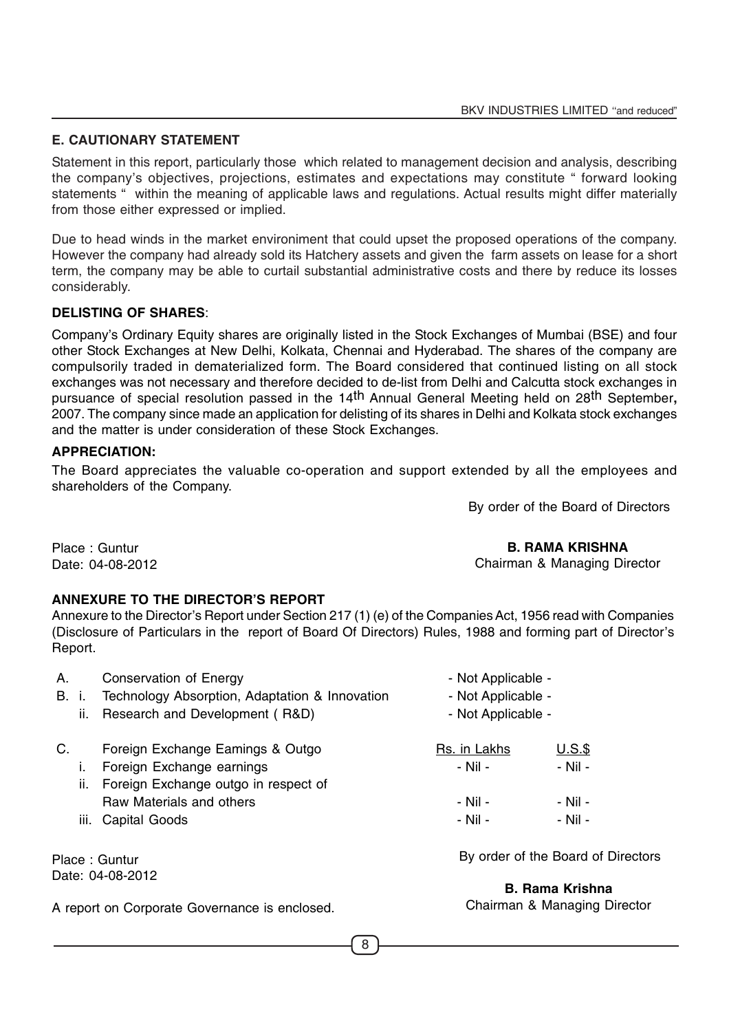## E. CAUTIONARY STATEMENT

Statement in this report, particularly those which related to management decision and analysis, describing the company's objectives, projections, estimates and expectations may constitute " forward looking statements " within the meaning of applicable laws and regulations. Actual results might differ materially from those either expressed or implied.

Due to head winds in the market environiment that could upset the proposed operations of the company. However the company had already sold its Hatchery assets and given the farm assets on lease for a short term, the company may be able to curtail substantial administrative costs and there by reduce its losses considerably.

**DELISTING OF SHARES**:

Company's Ordinary Equity shares are originally listed in the Stock Exchanges of Mumbai (BSE) and four other Stock Exchanges at New Delhi, Kolkata, Chennai and Hyderabad. The shares of the company are compulsorily traded in dematerialized form. The Board considered that continued listing on all stock exchanges was not necessary and therefore decided to de-list from Delhi and Calcutta stock exchanges in pursuance of special resolution passed in the 14th Annual General Meeting held on 28th September, 2007. The company since made an application for delisting of its shares in Delhi and Kolkata stock exchanges and the matter is under consideration of these Stock Exchanges.

**APPRECIATION:**

The Board appreciates the valuable co-operation and support extended by all the employees and shareholders of the Company.

By order of the Board of Directors

Place : Guntur
Date: 04-08-2012

**B. RAMA KRISHNA**
Chairman & Managing Director

**ANNEXURE TO THE DIRECTOR'S REPORT**

Annexure to the Director's Report under Section 217 (1) (e) of the Companies Act, 1956 read with Companies (Disclosure of Particulars in the report of Board Of Directors) Rules, 1988 and forming part of Director's Report.

| | | | |
|---|---|---|---|
| A. | Conservation of Energy | - Not Applicable - | |
| B. i. | Technology Absorption, Adaptation & Innovation | - Not Applicable - | |
| ii. | Research and Development ( R&D) | - Not Applicable - | |
| C. | Foreign Exchange Eamings & Outgo | Rs. in Lakhs | U.S.$ |
| i. | Foreign Exchange earnings | - Nil - | - Nil - |
| ii. | Foreign Exchange outgo in respect of Raw Materials and others | - Nil - | - Nil - |
| iii. | Capital Goods | - Nil - | - Nil - |

Place : Guntur
Date: 04-08-2012

By order of the Board of Directors

**B. Rama Krishna**
Chairman & Managing Director

A report on Corporate Governance is enclosed.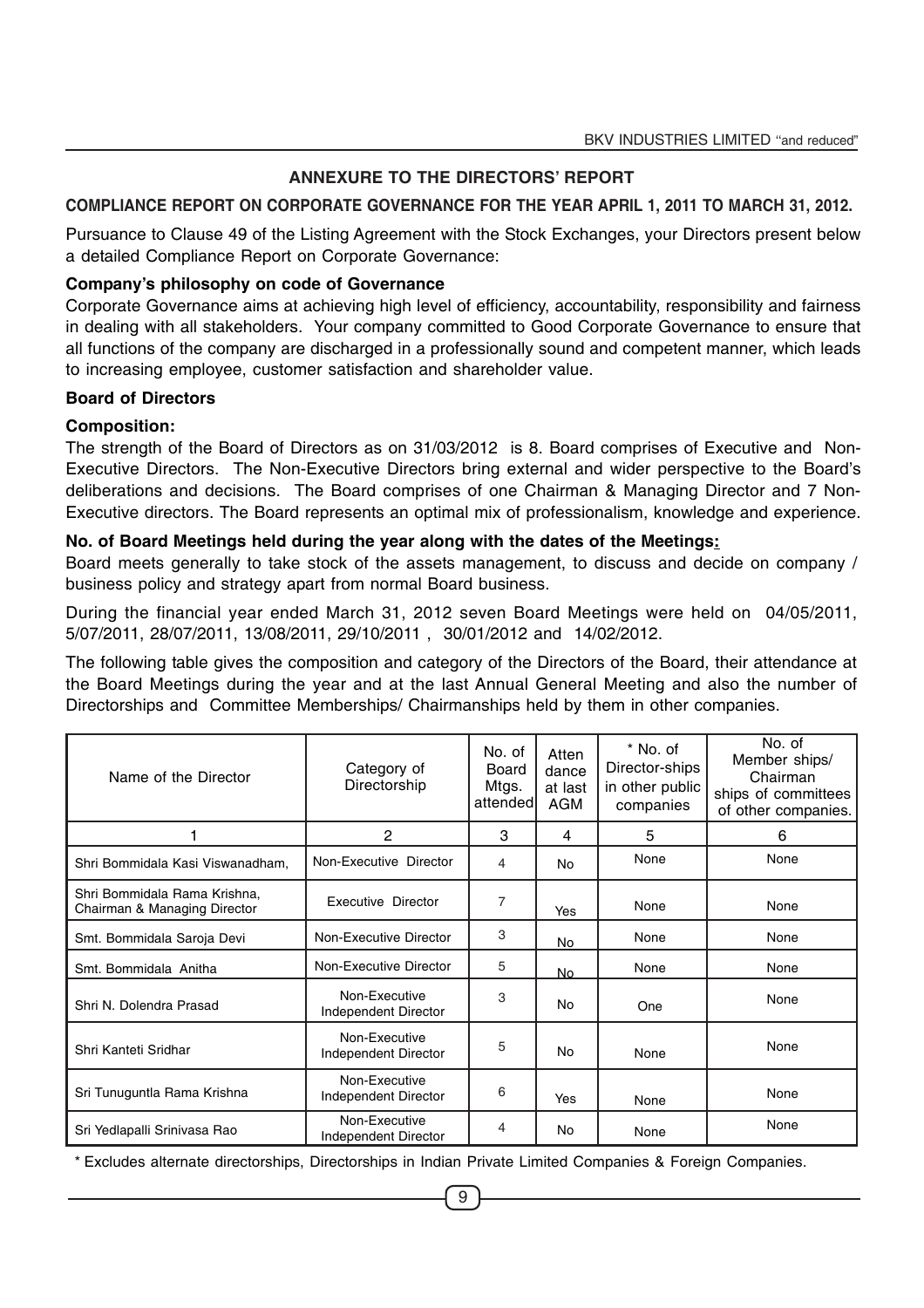## ANNEXURE TO THE DIRECTORS' REPORT

**COMPLIANCE REPORT ON CORPORATE GOVERNANCE FOR THE YEAR APRIL 1, 2011 TO MARCH 31, 2012.**

Pursuance to Clause 49 of the Listing Agreement with the Stock Exchanges, your Directors present below a detailed Compliance Report on Corporate Governance:

**Company's philosophy on code of Governance**

Corporate Governance aims at achieving high level of efficiency, accountability, responsibility and fairness in dealing with all stakeholders. Your company committed to Good Corporate Governance to ensure that all functions of the company are discharged in a professionally sound and competent manner, which leads to increasing employee, customer satisfaction and shareholder value.

**Board of Directors**

**Composition:**

The strength of the Board of Directors as on 31/03/2012 is 8. Board comprises of Executive and Non-Executive Directors. The Non-Executive Directors bring external and wider perspective to the Board's deliberations and decisions. The Board comprises of one Chairman & Managing Director and 7 Non-Executive directors. The Board represents an optimal mix of professionalism, knowledge and experience.

**No. of Board Meetings held during the year along with the dates of the Meetings:**

Board meets generally to take stock of the assets management, to discuss and decide on company / business policy and strategy apart from normal Board business.

During the financial year ended March 31, 2012 seven Board Meetings were held on 04/05/2011, 5/07/2011, 28/07/2011, 13/08/2011, 29/10/2011 , 30/01/2012 and 14/02/2012.

The following table gives the composition and category of the Directors of the Board, their attendance at the Board Meetings during the year and at the last Annual General Meeting and also the number of Directorships and Committee Memberships/ Chairmanships held by them in other companies.

| Name of the Director | Category of Directorship | No. of Board Mtgs. attended | Attendance at last AGM | * No. of Director-ships in other public companies | No. of Member ships/ Chairman ships of committees of other companies. |
|---|---|---|---|---|---|
| 1 | 2 | 3 | 4 | 5 | 6 |
| Shri Bommidala Kasi Viswanadham, | Non-Executive Director | 4 | No | None | None |
| Shri Bommidala Rama Krishna, Chairman & Managing Director | Executive Director | 7 | Yes | None | None |
| Smt. Bommidala Saroja Devi | Non-Executive Director | 3 | No | None | None |
| Smt. Bommidala Anitha | Non-Executive Director | 5 | No | None | None |
| Shri N. Dolendra Prasad | Non-Executive Independent Director | 3 | No | One | None |
| Shri Kanteti Sridhar | Non-Executive Independent Director | 5 | No | None | None |
| Sri Tunuguntla Rama Krishna | Non-Executive Independent Director | 6 | Yes | None | None |
| Sri Yedlapalli Srinivasa Rao | Non-Executive Independent Director | 4 | No | None | None |

\* Excludes alternate directorships, Directorships in Indian Private Limited Companies & Foreign Companies.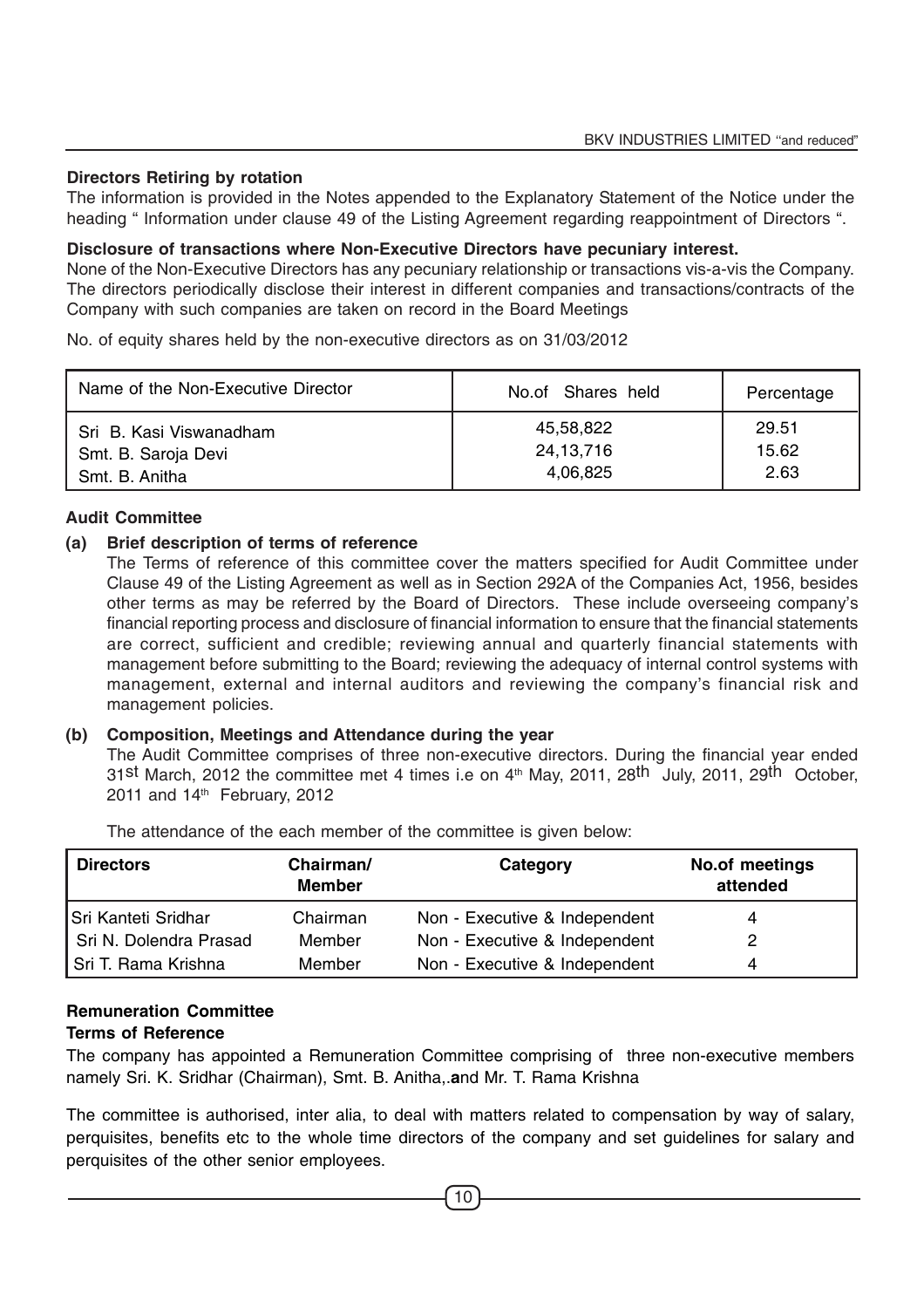**Directors Retiring by rotation**

The information is provided in the Notes appended to the Explanatory Statement of the Notice under the heading " Information under clause 49 of the Listing Agreement regarding reappointment of Directors ".

**Disclosure of transactions where Non-Executive Directors have pecuniary interest.**

None of the Non-Executive Directors has any pecuniary relationship or transactions vis-a-vis the Company. The directors periodically disclose their interest in different companies and transactions/contracts of the Company with such companies are taken on record in the Board Meetings

No. of equity shares held by the non-executive directors as on 31/03/2012

| Name of the Non-Executive Director | No.of Shares held | Percentage |
|---|---|---|
| Sri B. Kasi Viswanadham | 45,58,822 | 29.51 |
| Smt. B. Saroja Devi | 24,13,716 | 15.62 |
| Smt. B. Anitha | 4,06,825 | 2.63 |

**Audit Committee**

**(a) Brief description of terms of reference**

The Terms of reference of this committee cover the matters specified for Audit Committee under Clause 49 of the Listing Agreement as well as in Section 292A of the Companies Act, 1956, besides other terms as may be referred by the Board of Directors. These include overseeing company's financial reporting process and disclosure of financial information to ensure that the financial statements are correct, sufficient and credible; reviewing annual and quarterly financial statements with management before submitting to the Board; reviewing the adequacy of internal control systems with management, external and internal auditors and reviewing the company's financial risk and management policies.

**(b) Composition, Meetings and Attendance during the year**

The Audit Committee comprises of three non-executive directors. During the financial year ended 31st March, 2012 the committee met 4 times i.e on 4th May, 2011, 28th July, 2011, 29th October, 2011 and 14th February, 2012

The attendance of the each member of the committee is given below:

| Directors | Chairman/ Member | Category | No.of meetings attended |
|---|---|---|---|
| Sri Kanteti Sridhar | Chairman | Non - Executive & Independent | 4 |
| Sri N. Dolendra Prasad | Member | Non - Executive & Independent | 2 |
| Sri T. Rama Krishna | Member | Non - Executive & Independent | 4 |

**Remuneration Committee**

**Terms of Reference**

The company has appointed a Remuneration Committee comprising of three non-executive members namely Sri. K. Sridhar (Chairman), Smt. B. Anitha,.**a**nd Mr. T. Rama Krishna

The committee is authorised, inter alia, to deal with matters related to compensation by way of salary, perquisites, benefits etc to the whole time directors of the company and set guidelines for salary and perquisites of the other senior employees.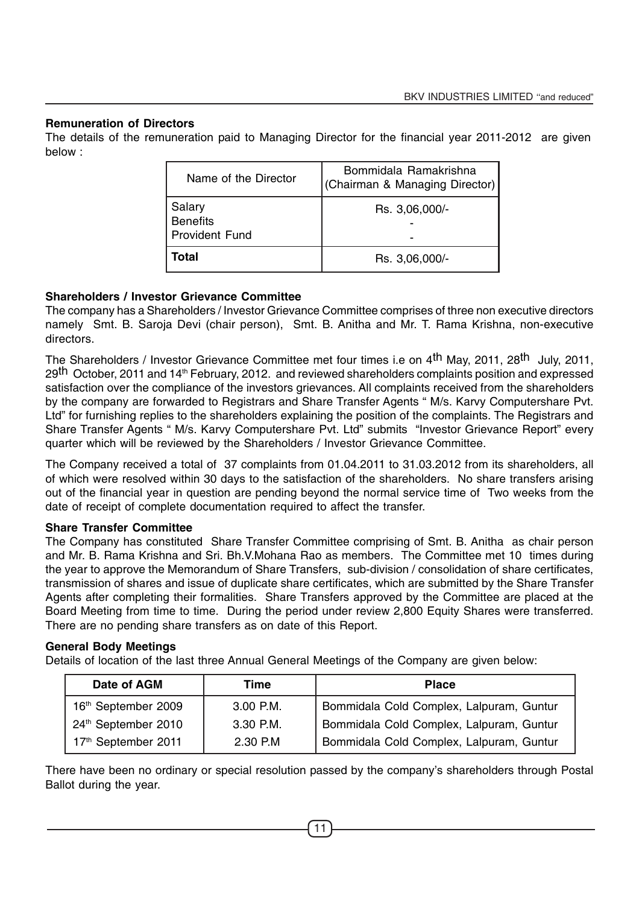### Remuneration of Directors

The details of the remuneration paid to Managing Director for the financial year 2011-2012 are given below :

| Name of the Director | Bommidala Ramakrishna (Chairman & Managing Director) |
|---|---|
| Salary<br>Benefits<br>Provident Fund | Rs. 3,06,000/-<br>-<br>- |
| **Total** | Rs. 3,06,000/- |

### Shareholders / Investor Grievance Committee

The company has a Shareholders / Investor Grievance Committee comprises of three non executive directors namely Smt. B. Saroja Devi (chair person), Smt. B. Anitha and Mr. T. Rama Krishna, non-executive directors.

The Shareholders / Investor Grievance Committee met four times i.e on 4th May, 2011, 28th July, 2011, 29th October, 2011 and 14th February, 2012. and reviewed shareholders complaints position and expressed satisfaction over the compliance of the investors grievances. All complaints received from the shareholders by the company are forwarded to Registrars and Share Transfer Agents " M/s. Karvy Computershare Pvt. Ltd" for furnishing replies to the shareholders explaining the position of the complaints. The Registrars and Share Transfer Agents " M/s. Karvy Computershare Pvt. Ltd" submits "Investor Grievance Report" every quarter which will be reviewed by the Shareholders / Investor Grievance Committee.

The Company received a total of 37 complaints from 01.04.2011 to 31.03.2012 from its shareholders, all of which were resolved within 30 days to the satisfaction of the shareholders. No share transfers arising out of the financial year in question are pending beyond the normal service time of Two weeks from the date of receipt of complete documentation required to affect the transfer.

### Share Transfer Committee

The Company has constituted Share Transfer Committee comprising of Smt. B. Anitha as chair person and Mr. B. Rama Krishna and Sri. Bh.V.Mohana Rao as members. The Committee met 10 times during the year to approve the Memorandum of Share Transfers, sub-division / consolidation of share certificates, transmission of shares and issue of duplicate share certificates, which are submitted by the Share Transfer Agents after completing their formalities. Share Transfers approved by the Committee are placed at the Board Meeting from time to time. During the period under review 2,800 Equity Shares were transferred. There are no pending share transfers as on date of this Report.

### General Body Meetings

Details of location of the last three Annual General Meetings of the Company are given below:

| Date of AGM | Time | Place |
|---|---|---|
| 16th September 2009 | 3.00 P.M. | Bommidala Cold Complex, Lalpuram, Guntur |
| 24th September 2010 | 3.30 P.M. | Bommidala Cold Complex, Lalpuram, Guntur |
| 17th September 2011 | 2.30 P.M | Bommidala Cold Complex, Lalpuram, Guntur |

There have been no ordinary or special resolution passed by the company's shareholders through Postal Ballot during the year.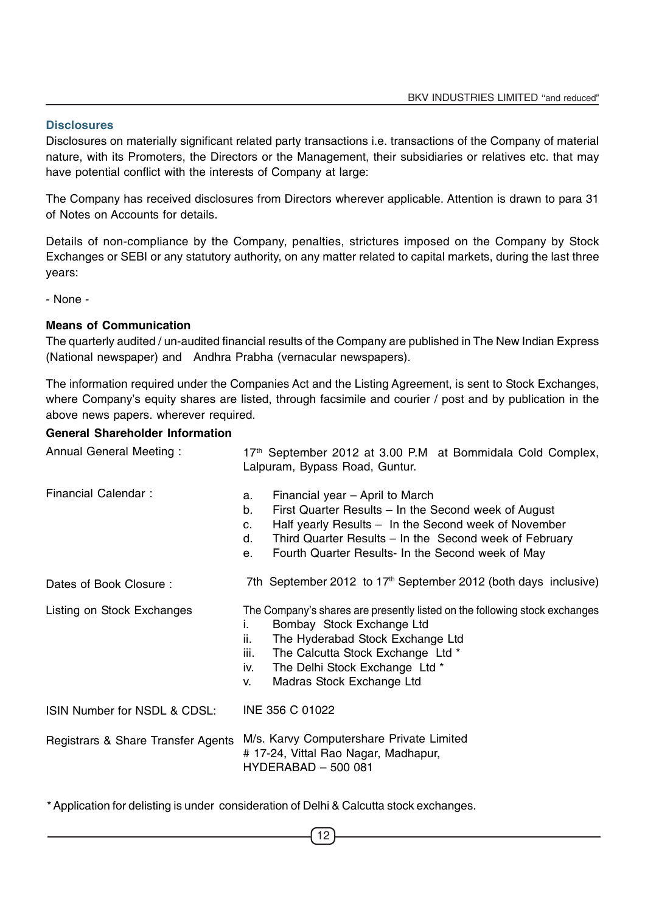## Disclosures

Disclosures on materially significant related party transactions i.e. transactions of the Company of material nature, with its Promoters, the Directors or the Management, their subsidiaries or relatives etc. that may have potential conflict with the interests of Company at large:

The Company has received disclosures from Directors wherever applicable. Attention is drawn to para 31 of Notes on Accounts for details.

Details of non-compliance by the Company, penalties, strictures imposed on the Company by Stock Exchanges or SEBI or any statutory authority, on any matter related to capital markets, during the last three years:

- None -

### Means of Communication

The quarterly audited / un-audited financial results of the Company are published in The New Indian Express (National newspaper) and Andhra Prabha (vernacular newspapers).

The information required under the Companies Act and the Listing Agreement, is sent to Stock Exchanges, where Company's equity shares are listed, through facsimile and courier / post and by publication in the above news papers. wherever required.

### General Shareholder Information

| | |
|---|---|
| Annual General Meeting : | 17th September 2012 at 3.00 P.M at Bommidala Cold Complex, Lalpuram, Bypass Road, Guntur. |
| Financial Calendar : | a. Financial year – April to March<br>b. First Quarter Results – In the Second week of August<br>c. Half yearly Results – In the Second week of November<br>d. Third Quarter Results – In the Second week of February<br>e. Fourth Quarter Results- In the Second week of May |
| Dates of Book Closure : | 7th September 2012 to 17th September 2012 (both days inclusive) |
| Listing on Stock Exchanges | The Company's shares are presently listed on the following stock exchanges<br>i. Bombay Stock Exchange Ltd<br>ii. The Hyderabad Stock Exchange Ltd<br>iii. The Calcutta Stock Exchange Ltd *<br>iv. The Delhi Stock Exchange Ltd *<br>v. Madras Stock Exchange Ltd |
| ISIN Number for NSDL & CDSL: | INE 356 C 01022 |
| Registrars & Share Transfer Agents | M/s. Karvy Computershare Private Limited<br># 17-24, Vittal Rao Nagar, Madhapur,<br>HYDERABAD – 500 081 |

* Application for delisting is under consideration of Delhi & Calcutta stock exchanges.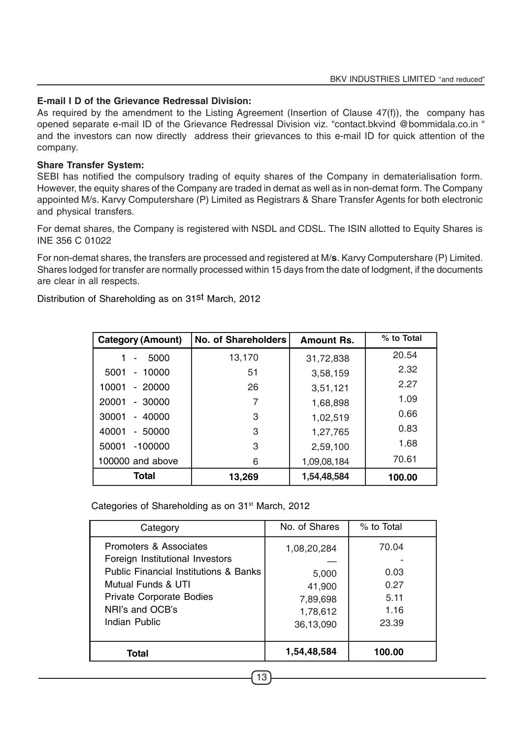**E-mail I D of the Grievance Redressal Division:**

As required by the amendment to the Listing Agreement (Insertion of Clause 47(f)), the company has opened separate e-mail ID of the Grievance Redressal Division viz. "contact.bkvind @bommidala.co.in " and the investors can now directly address their grievances to this e-mail ID for quick attention of the company.

**Share Transfer System:**

SEBI has notified the compulsory trading of equity shares of the Company in dematerialisation form. However, the equity shares of the Company are traded in demat as well as in non-demat form. The Company appointed M/s. Karvy Computershare (P) Limited as Registrars & Share Transfer Agents for both electronic and physical transfers.

For demat shares, the Company is registered with NSDL and CDSL. The ISIN allotted to Equity Shares is INE 356 C 01022

For non-demat shares, the transfers are processed and registered at M/**s**. Karvy Computershare (P) Limited. Shares lodged for transfer are normally processed within 15 days from the date of lodgment, if the documents are clear in all respects.

Distribution of Shareholding as on 31st March, 2012

| Category (Amount) | No. of Shareholders | Amount Rs. | % to Total |
|---|---|---|---|
| 1 - 5000 | 13,170 | 31,72,838 | 20.54 |
| 5001 - 10000 | 51 | 3,58,159 | 2.32 |
| 10001 - 20000 | 26 | 3,51,121 | 2.27 |
| 20001 - 30000 | 7 | 1,68,898 | 1.09 |
| 30001 - 40000 | 3 | 1,02,519 | 0.66 |
| 40001 - 50000 | 3 | 1,27,765 | 0.83 |
| 50001 -100000 | 3 | 2,59,100 | 1.68 |
| 100000 and above | 6 | 1,09,08,184 | 70.61 |
| **Total** | **13,269** | **1,54,48,584** | **100.00** |

Categories of Shareholding as on 31st March, 2012

| Category | No. of Shares | % to Total |
|---|---|---|
| Promoters & Associates | 1,08,20,284 | 70.04 |
| Foreign Institutional Investors | — | - |
| Public Financial Institutions & Banks | 5,000 | 0.03 |
| Mutual Funds & UTI | 41,900 | 0.27 |
| Private Corporate Bodies | 7,89,698 | 5.11 |
| NRI's and OCB's | 1,78,612 | 1.16 |
| Indian Public | 36,13,090 | 23.39 |
| **Total** | **1,54,48,584** | **100.00** |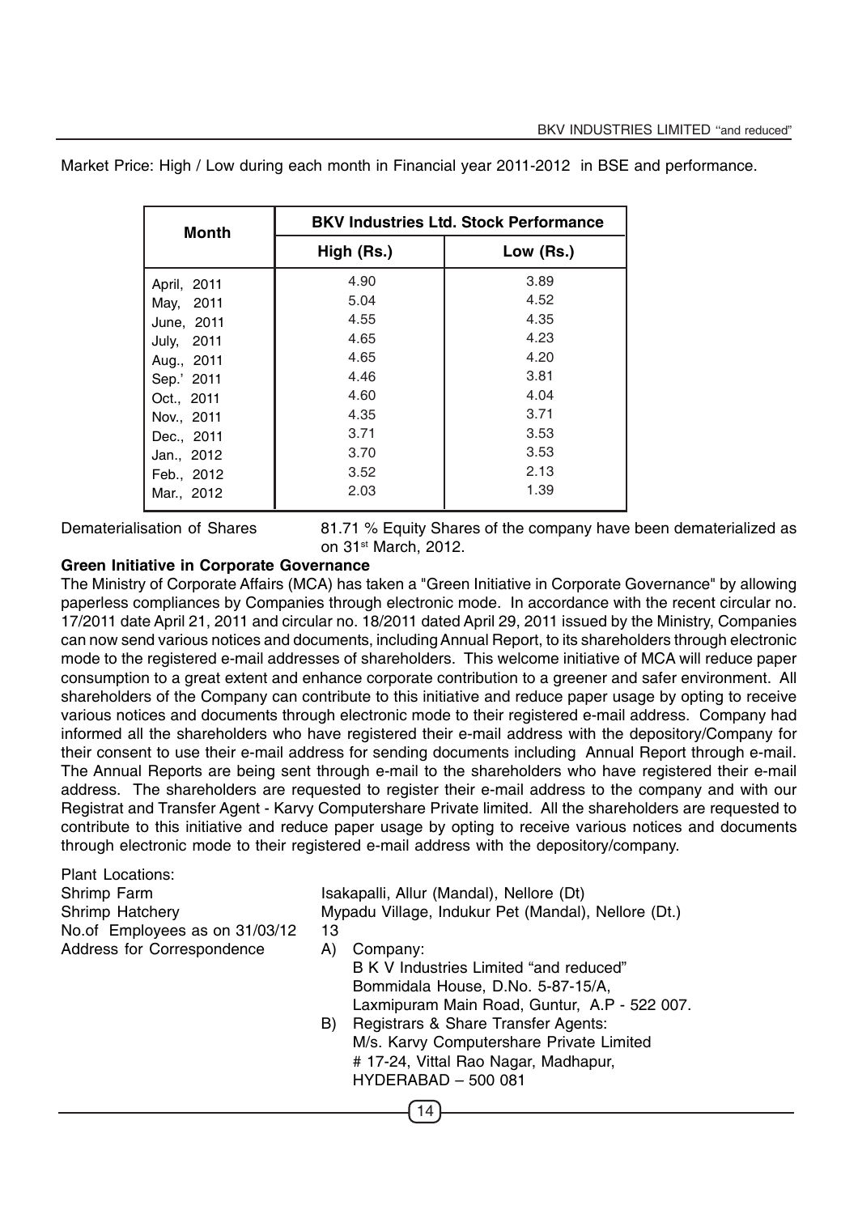Market Price: High / Low during each month in Financial year 2011-2012 in BSE and performance.

| Month | BKV Industries Ltd. Stock Performance | |
|---|---|---|
| | High (Rs.) | Low (Rs.) |
| April, 2011 | 4.90 | 3.89 |
| May, 2011 | 5.04 | 4.52 |
| June, 2011 | 4.55 | 4.35 |
| July, 2011 | 4.65 | 4.23 |
| Aug., 2011 | 4.65 | 4.20 |
| Sep.' 2011 | 4.46 | 3.81 |
| Oct., 2011 | 4.60 | 4.04 |
| Nov., 2011 | 4.35 | 3.71 |
| Dec., 2011 | 3.71 | 3.53 |
| Jan., 2012 | 3.70 | 3.53 |
| Feb., 2012 | 3.52 | 2.13 |
| Mar., 2012 | 2.03 | 1.39 |

Dematerialisation of Shares: 81.71 % Equity Shares of the company have been dematerialized as on 31st March, 2012.

**Green Initiative in Corporate Governance**

The Ministry of Corporate Affairs (MCA) has taken a "Green Initiative in Corporate Governance" by allowing paperless compliances by Companies through electronic mode. In accordance with the recent circular no. 17/2011 date April 21, 2011 and circular no. 18/2011 dated April 29, 2011 issued by the Ministry, Companies can now send various notices and documents, including Annual Report, to its shareholders through electronic mode to the registered e-mail addresses of shareholders. This welcome initiative of MCA will reduce paper consumption to a great extent and enhance corporate contribution to a greener and safer environment. All shareholders of the Company can contribute to this initiative and reduce paper usage by opting to receive various notices and documents through electronic mode to their registered e-mail address. Company had informed all the shareholders who have registered their e-mail address with the depository/Company for their consent to use their e-mail address for sending documents including Annual Report through e-mail. The Annual Reports are being sent through e-mail to the shareholders who have registered their e-mail address. The shareholders are requested to register their e-mail address to the company and with our Registrat and Transfer Agent - Karvy Computershare Private limited. All the shareholders are requested to contribute to this initiative and reduce paper usage by opting to receive various notices and documents through electronic mode to their registered e-mail address with the depository/company.

Plant Locations:

Shrimp Farm: Isakapalli, Allur (Mandal), Nellore (Dt)

Shrimp Hatchery: Mypadu Village, Indukur Pet (Mandal), Nellore (Dt.)

No.of Employees as on 31/03/12: 13

Address for Correspondence:

A) Company:
B K V Industries Limited "and reduced"
Bommidala House, D.No. 5-87-15/A,
Laxmipuram Main Road, Guntur, A.P - 522 007.

B) Registrars & Share Transfer Agents:
M/s. Karvy Computershare Private Limited
# 17-24, Vittal Rao Nagar, Madhapur,
HYDERABAD – 500 081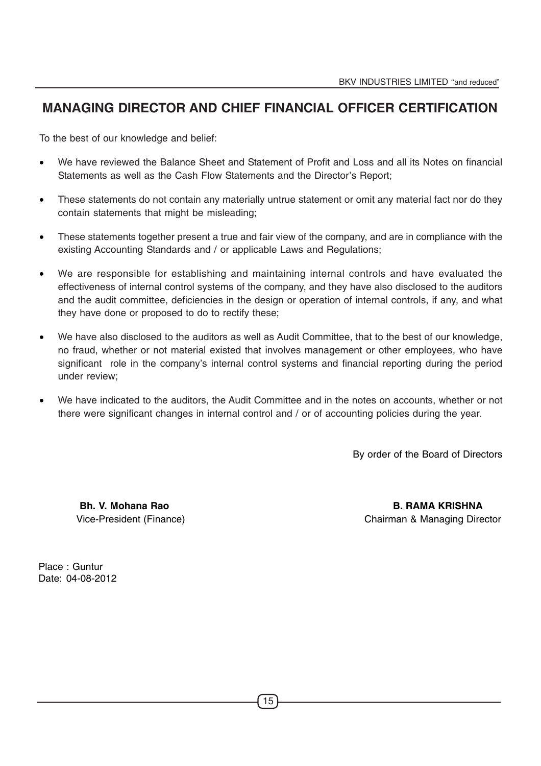# MANAGING DIRECTOR AND CHIEF FINANCIAL OFFICER CERTIFICATION

To the best of our knowledge and belief:

- We have reviewed the Balance Sheet and Statement of Profit and Loss and all its Notes on financial Statements as well as the Cash Flow Statements and the Director's Report;
- These statements do not contain any materially untrue statement or omit any material fact nor do they contain statements that might be misleading;
- These statements together present a true and fair view of the company, and are in compliance with the existing Accounting Standards and / or applicable Laws and Regulations;
- We are responsible for establishing and maintaining internal controls and have evaluated the effectiveness of internal control systems of the company, and they have also disclosed to the auditors and the audit committee, deficiencies in the design or operation of internal controls, if any, and what they have done or proposed to do to rectify these;
- We have also disclosed to the auditors as well as Audit Committee, that to the best of our knowledge, no fraud, whether or not material existed that involves management or other employees, who have significant role in the company's internal control systems and financial reporting during the period under review;
- We have indicated to the auditors, the Audit Committee and in the notes on accounts, whether or not there were significant changes in internal control and / or of accounting policies during the year.

By order of the Board of Directors

**Bh. V. Mohana Rao**
Vice-President (Finance)

**B. RAMA KRISHNA**
Chairman & Managing Director

Place : Guntur
Date: 04-08-2012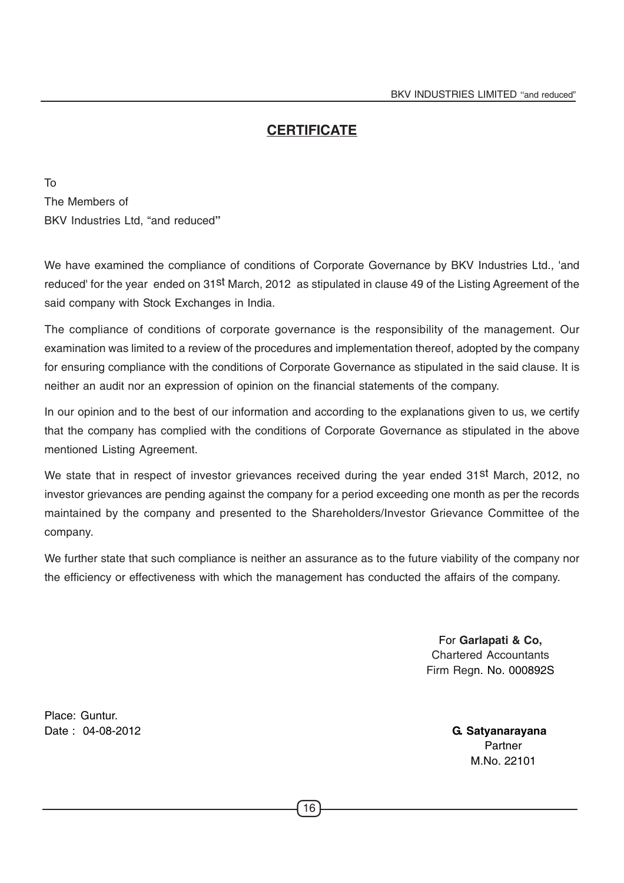## CERTIFICATE

To
The Members of
BKV Industries Ltd, "and reduced"

We have examined the compliance of conditions of Corporate Governance by BKV Industries Ltd., 'and reduced' for the year ended on 31st March, 2012 as stipulated in clause 49 of the Listing Agreement of the said company with Stock Exchanges in India.

The compliance of conditions of corporate governance is the responsibility of the management. Our examination was limited to a review of the procedures and implementation thereof, adopted by the company for ensuring compliance with the conditions of Corporate Governance as stipulated in the said clause. It is neither an audit nor an expression of opinion on the financial statements of the company.

In our opinion and to the best of our information and according to the explanations given to us, we certify that the company has complied with the conditions of Corporate Governance as stipulated in the above mentioned Listing Agreement.

We state that in respect of investor grievances received during the year ended 31st March, 2012, no investor grievances are pending against the company for a period exceeding one month as per the records maintained by the company and presented to the Shareholders/Investor Grievance Committee of the company.

We further state that such compliance is neither an assurance as to the future viability of the company nor the efficiency or effectiveness with which the management has conducted the affairs of the company.

For **Garlapati & Co,**
Chartered Accountants
Firm Regn. No. 000892S

Place: Guntur.
Date : 04-08-2012

**G. Satyanarayana**
Partner
M.No. 22101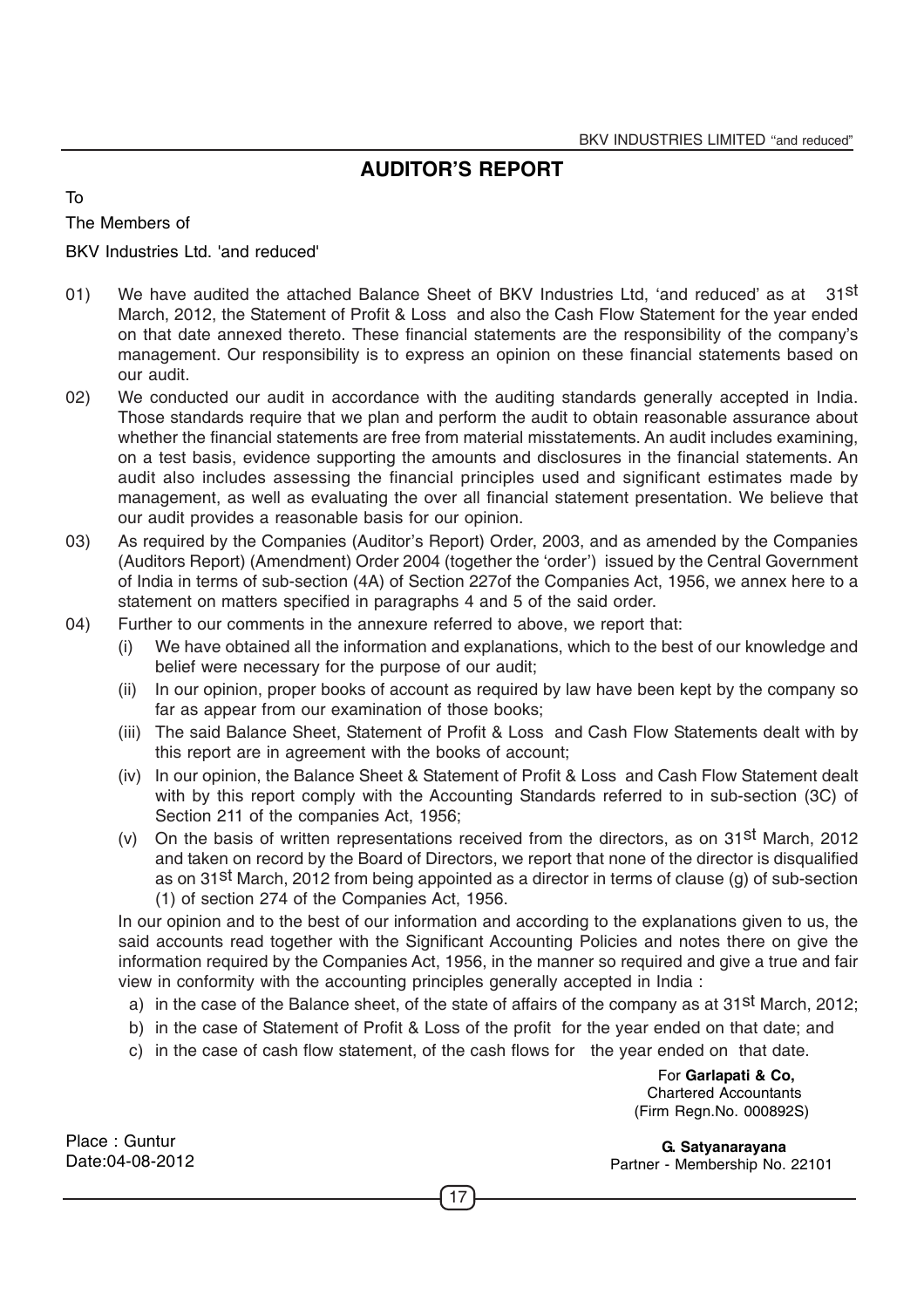# AUDITOR'S REPORT

To

The Members of

BKV Industries Ltd. 'and reduced'

01) We have audited the attached Balance Sheet of BKV Industries Ltd, 'and reduced' as at 31st March, 2012, the Statement of Profit & Loss and also the Cash Flow Statement for the year ended on that date annexed thereto. These financial statements are the responsibility of the company's management. Our responsibility is to express an opinion on these financial statements based on our audit.

02) We conducted our audit in accordance with the auditing standards generally accepted in India. Those standards require that we plan and perform the audit to obtain reasonable assurance about whether the financial statements are free from material misstatements. An audit includes examining, on a test basis, evidence supporting the amounts and disclosures in the financial statements. An audit also includes assessing the financial principles used and significant estimates made by management, as well as evaluating the over all financial statement presentation. We believe that our audit provides a reasonable basis for our opinion.

03) As required by the Companies (Auditor's Report) Order, 2003, and as amended by the Companies (Auditors Report) (Amendment) Order 2004 (together the 'order') issued by the Central Government of India in terms of sub-section (4A) of Section 227of the Companies Act, 1956, we annex here to a statement on matters specified in paragraphs 4 and 5 of the said order.

04) Further to our comments in the annexure referred to above, we report that:

   (i) We have obtained all the information and explanations, which to the best of our knowledge and belief were necessary for the purpose of our audit;

   (ii) In our opinion, proper books of account as required by law have been kept by the company so far as appear from our examination of those books;

   (iii) The said Balance Sheet, Statement of Profit & Loss and Cash Flow Statements dealt with by this report are in agreement with the books of account;

   (iv) In our opinion, the Balance Sheet & Statement of Profit & Loss and Cash Flow Statement dealt with by this report comply with the Accounting Standards referred to in sub-section (3C) of Section 211 of the companies Act, 1956;

   (v) On the basis of written representations received from the directors, as on 31st March, 2012 and taken on record by the Board of Directors, we report that none of the director is disqualified as on 31st March, 2012 from being appointed as a director in terms of clause (g) of sub-section (1) of section 274 of the Companies Act, 1956.

   In our opinion and to the best of our information and according to the explanations given to us, the said accounts read together with the Significant Accounting Policies and notes there on give the information required by the Companies Act, 1956, in the manner so required and give a true and fair view in conformity with the accounting principles generally accepted in India :

   a) in the case of the Balance sheet, of the state of affairs of the company as at 31st March, 2012;

   b) in the case of Statement of Profit & Loss of the profit for the year ended on that date; and

   c) in the case of cash flow statement, of the cash flows for the year ended on that date.

For **Garlapati & Co,**
Chartered Accountants
(Firm Regn.No. 000892S)

Place : Guntur
Date:04-08-2012

**G. Satyanarayana**
Partner - Membership No. 22101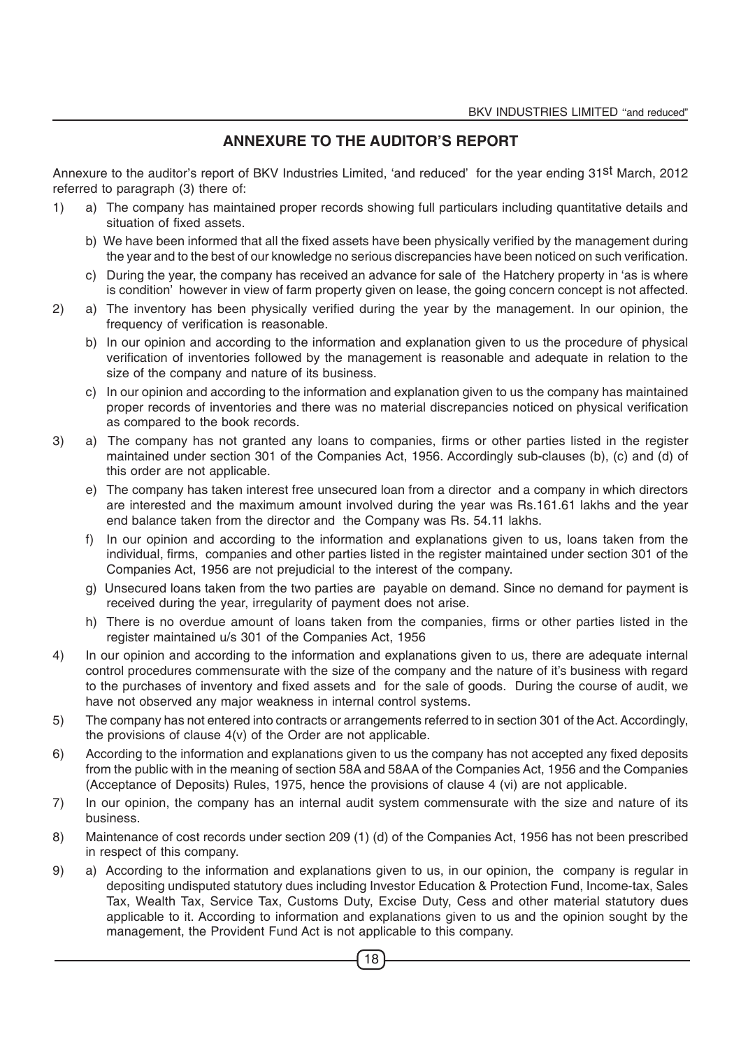## ANNEXURE TO THE AUDITOR'S REPORT

Annexure to the auditor's report of BKV Industries Limited, 'and reduced' for the year ending 31st March, 2012 referred to paragraph (3) there of:

1) a) The company has maintained proper records showing full particulars including quantitative details and situation of fixed assets.

   b) We have been informed that all the fixed assets have been physically verified by the management during the year and to the best of our knowledge no serious discrepancies have been noticed on such verification.

   c) During the year, the company has received an advance for sale of the Hatchery property in 'as is where is condition' however in view of farm property given on lease, the going concern concept is not affected.

2) a) The inventory has been physically verified during the year by the management. In our opinion, the frequency of verification is reasonable.

   b) In our opinion and according to the information and explanation given to us the procedure of physical verification of inventories followed by the management is reasonable and adequate in relation to the size of the company and nature of its business.

   c) In our opinion and according to the information and explanation given to us the company has maintained proper records of inventories and there was no material discrepancies noticed on physical verification as compared to the book records.

3) a) The company has not granted any loans to companies, firms or other parties listed in the register maintained under section 301 of the Companies Act, 1956. Accordingly sub-clauses (b), (c) and (d) of this order are not applicable.

   e) The company has taken interest free unsecured loan from a director and a company in which directors are interested and the maximum amount involved during the year was Rs.161.61 lakhs and the year end balance taken from the director and the Company was Rs. 54.11 lakhs.

   f) In our opinion and according to the information and explanations given to us, loans taken from the individual, firms, companies and other parties listed in the register maintained under section 301 of the Companies Act, 1956 are not prejudicial to the interest of the company.

   g) Unsecured loans taken from the two parties are payable on demand. Since no demand for payment is received during the year, irregularity of payment does not arise.

   h) There is no overdue amount of loans taken from the companies, firms or other parties listed in the register maintained u/s 301 of the Companies Act, 1956

4) In our opinion and according to the information and explanations given to us, there are adequate internal control procedures commensurate with the size of the company and the nature of it's business with regard to the purchases of inventory and fixed assets and for the sale of goods. During the course of audit, we have not observed any major weakness in internal control systems.

5) The company has not entered into contracts or arrangements referred to in section 301 of the Act. Accordingly, the provisions of clause 4(v) of the Order are not applicable.

6) According to the information and explanations given to us the company has not accepted any fixed deposits from the public with in the meaning of section 58A and 58AA of the Companies Act, 1956 and the Companies (Acceptance of Deposits) Rules, 1975, hence the provisions of clause 4 (vi) are not applicable.

7) In our opinion, the company has an internal audit system commensurate with the size and nature of its business.

8) Maintenance of cost records under section 209 (1) (d) of the Companies Act, 1956 has not been prescribed in respect of this company.

9) a) According to the information and explanations given to us, in our opinion, the company is regular in depositing undisputed statutory dues including Investor Education & Protection Fund, Income-tax, Sales Tax, Wealth Tax, Service Tax, Customs Duty, Excise Duty, Cess and other material statutory dues applicable to it. According to information and explanations given to us and the opinion sought by the management, the Provident Fund Act is not applicable to this company.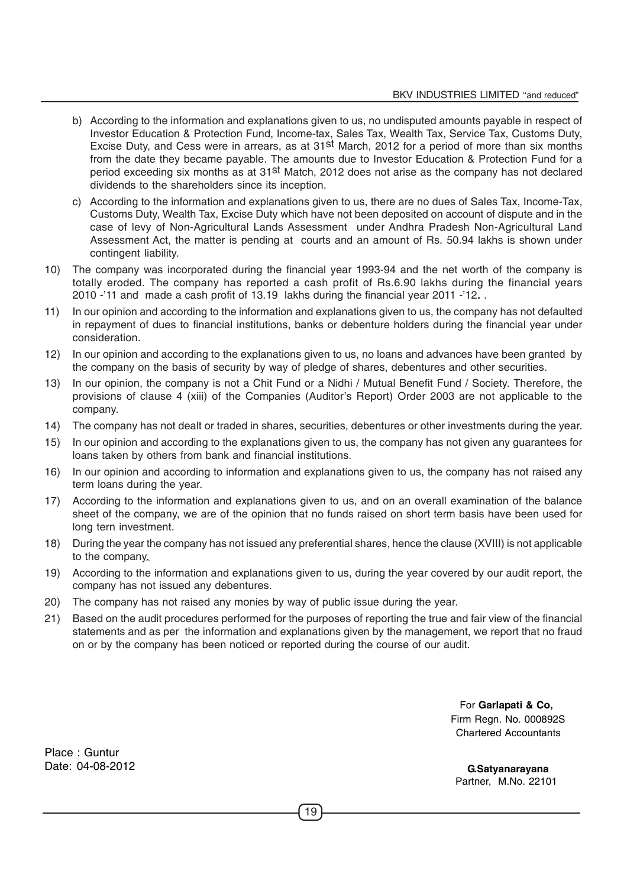b) According to the information and explanations given to us, no undisputed amounts payable in respect of Investor Education & Protection Fund, Income-tax, Sales Tax, Wealth Tax, Service Tax, Customs Duty, Excise Duty, and Cess were in arrears, as at 31st March, 2012 for a period of more than six months from the date they became payable. The amounts due to Investor Education & Protection Fund for a period exceeding six months as at 31st Match, 2012 does not arise as the company has not declared dividends to the shareholders since its inception.

c) According to the information and explanations given to us, there are no dues of Sales Tax, Income-Tax, Customs Duty, Wealth Tax, Excise Duty which have not been deposited on account of dispute and in the case of levy of Non-Agricultural Lands Assessment under Andhra Pradesh Non-Agricultural Land Assessment Act, the matter is pending at courts and an amount of Rs. 50.94 lakhs is shown under contingent liability.

10) The company was incorporated during the financial year 1993-94 and the net worth of the company is totally eroded. The company has reported a cash profit of Rs.6.90 lakhs during the financial years 2010 -'11 and made a cash profit of 13.19 lakhs during the financial year 2011 -'12**.** .

11) In our opinion and according to the information and explanations given to us, the company has not defaulted in repayment of dues to financial institutions, banks or debenture holders during the financial year under consideration.

12) In our opinion and according to the explanations given to us, no loans and advances have been granted by the company on the basis of security by way of pledge of shares, debentures and other securities.

13) In our opinion, the company is not a Chit Fund or a Nidhi / Mutual Benefit Fund / Society. Therefore, the provisions of clause 4 (xiii) of the Companies (Auditor's Report) Order 2003 are not applicable to the company.

14) The company has not dealt or traded in shares, securities, debentures or other investments during the year.

15) In our opinion and according to the explanations given to us, the company has not given any guarantees for loans taken by others from bank and financial institutions.

16) In our opinion and according to information and explanations given to us, the company has not raised any term loans during the year.

17) According to the information and explanations given to us, and on an overall examination of the balance sheet of the company, we are of the opinion that no funds raised on short term basis have been used for long tern investment.

18) During the year the company has not issued any preferential shares, hence the clause (XVIII) is not applicable to the company.

19) According to the information and explanations given to us, during the year covered by our audit report, the company has not issued any debentures.

20) The company has not raised any monies by way of public issue during the year.

21) Based on the audit procedures performed for the purposes of reporting the true and fair view of the financial statements and as per the information and explanations given by the management, we report that no fraud on or by the company has been noticed or reported during the course of our audit.

For **Garlapati & Co,**
Firm Regn. No. 000892S
Chartered Accountants

Place : Guntur
Date: 04-08-2012

**G.Satyanarayana**
Partner, M.No. 22101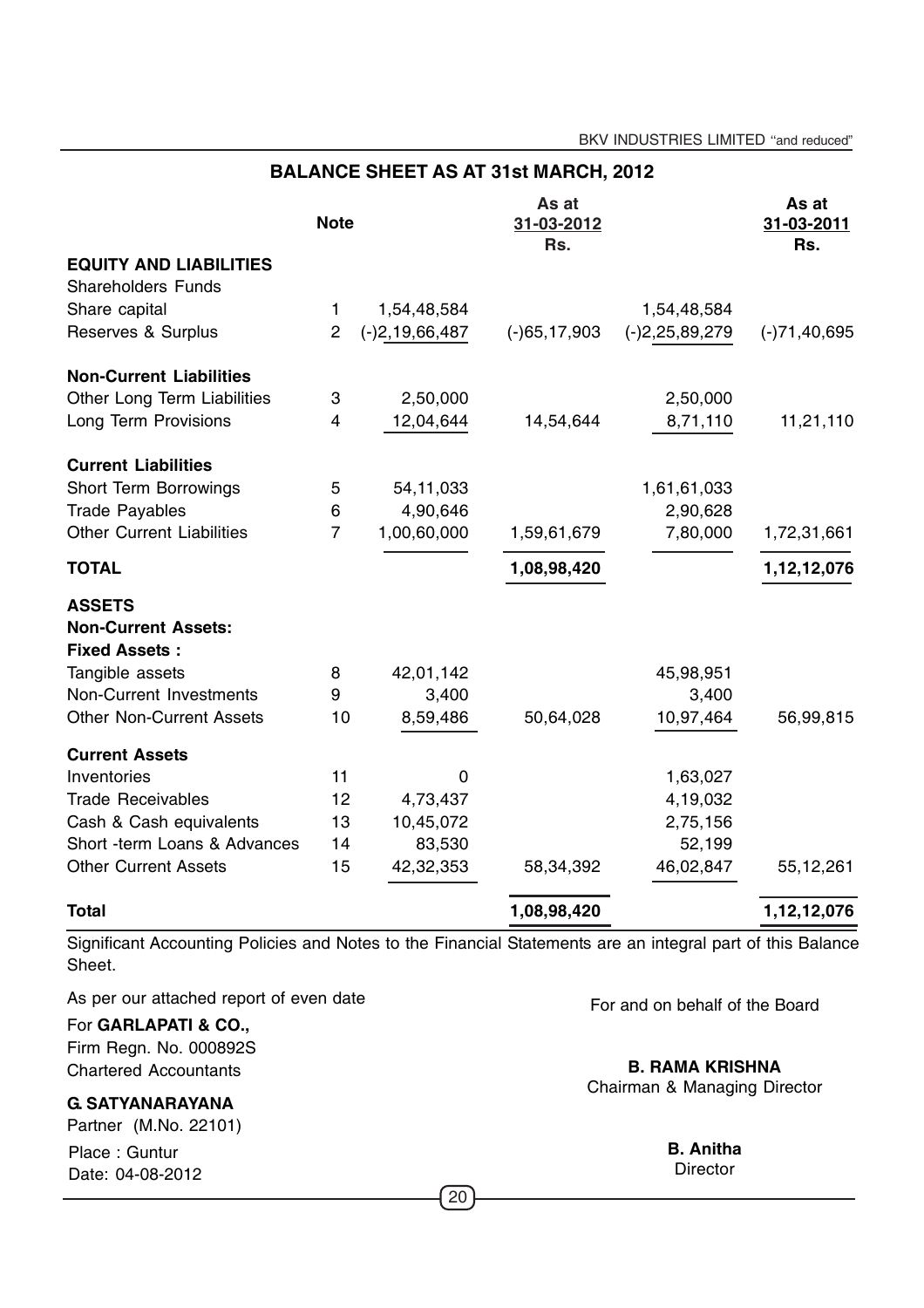## BALANCE SHEET AS AT 31st MARCH, 2012

| | Note | | As at 31-03-2012 Rs. | | As at 31-03-2011 Rs. |
|---|---|---|---|---|---|
| **EQUITY AND LIABILITIES** | | | | | |
| Shareholders Funds | | | | | |
| Share capital | 1 | 1,54,48,584 | | 1,54,48,584 | |
| Reserves & Surplus | 2 | (-)2,19,66,487 | (-)65,17,903 | (-)2,25,89,279 | (-)71,40,695 |
| **Non-Current Liabilities** | | | | | |
| Other Long Term Liabilities | 3 | 2,50,000 | | 2,50,000 | |
| Long Term Provisions | 4 | 12,04,644 | 14,54,644 | 8,71,110 | 11,21,110 |
| **Current Liabilities** | | | | | |
| Short Term Borrowings | 5 | 54,11,033 | | 1,61,61,033 | |
| Trade Payables | 6 | 4,90,646 | | 2,90,628 | |
| Other Current Liabilities | 7 | 1,00,60,000 | 1,59,61,679 | 7,80,000 | 1,72,31,661 |
| **TOTAL** | | | **1,08,98,420** | | **1,12,12,076** |
| **ASSETS** | | | | | |
| **Non-Current Assets:** | | | | | |
| **Fixed Assets :** | | | | | |
| Tangible assets | 8 | 42,01,142 | | 45,98,951 | |
| Non-Current Investments | 9 | 3,400 | | 3,400 | |
| Other Non-Current Assets | 10 | 8,59,486 | 50,64,028 | 10,97,464 | 56,99,815 |
| **Current Assets** | | | | | |
| Inventories | 11 | 0 | | 1,63,027 | |
| Trade Receivables | 12 | 4,73,437 | | 4,19,032 | |
| Cash & Cash equivalents | 13 | 10,45,072 | | 2,75,156 | |
| Short -term Loans & Advances | 14 | 83,530 | | 52,199 | |
| Other Current Assets | 15 | 42,32,353 | 58,34,392 | 46,02,847 | 55,12,261 |
| **Total** | | | **1,08,98,420** | | **1,12,12,076** |

Significant Accounting Policies and Notes to the Financial Statements are an integral part of this Balance Sheet.

As per our attached report of even date

For **GARLAPATI & CO.,**
Firm Regn. No. 000892S
Chartered Accountants

**G. SATYANARAYANA**
Partner (M.No. 22101)

Place : Guntur
Date: 04-08-2012

For and on behalf of the Board

**B. RAMA KRISHNA**
Chairman & Managing Director

**B. Anitha**
Director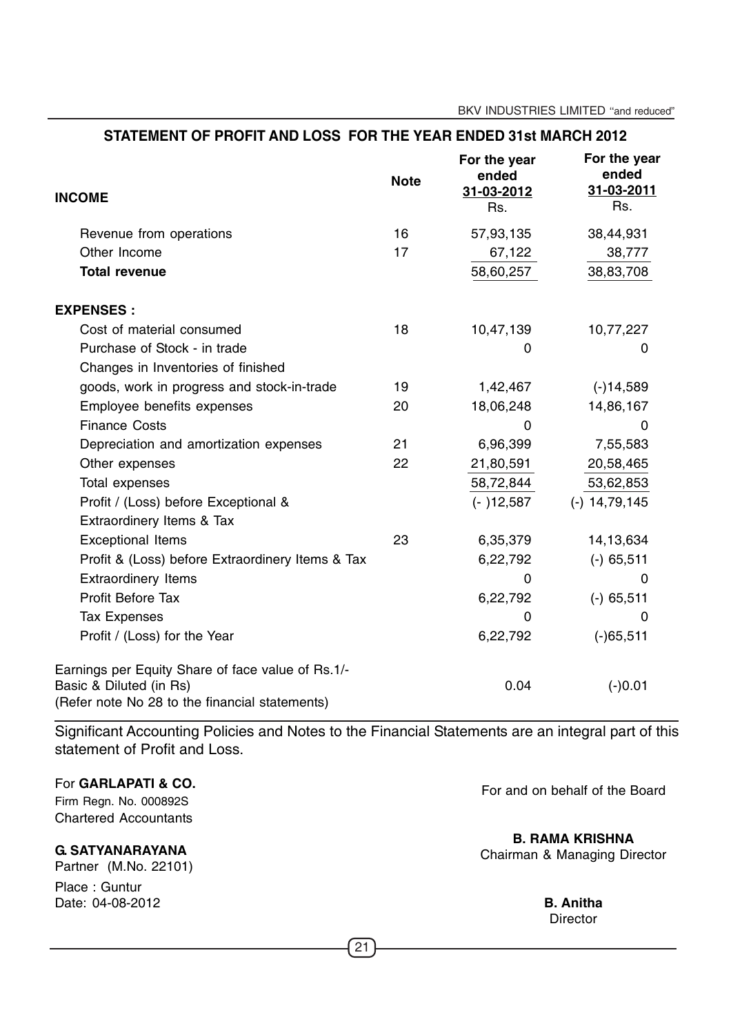## STATEMENT OF PROFIT AND LOSS FOR THE YEAR ENDED 31st MARCH 2012

| INCOME | Note | For the year ended 31-03-2012 Rs. | For the year ended 31-03-2011 Rs. |
|---|---|---|---|
| Revenue from operations | 16 | 57,93,135 | 38,44,931 |
| Other Income | 17 | 67,122 | 38,777 |
| **Total revenue** | | 58,60,257 | 38,83,708 |
| **EXPENSES :** | | | |
| Cost of material consumed | 18 | 10,47,139 | 10,77,227 |
| Purchase of Stock - in trade | | 0 | 0 |
| Changes in Inventories of finished goods, work in progress and stock-in-trade | 19 | 1,42,467 | (-)14,589 |
| Employee benefits expenses | 20 | 18,06,248 | 14,86,167 |
| Finance Costs | | 0 | 0 |
| Depreciation and amortization expenses | 21 | 6,96,399 | 7,55,583 |
| Other expenses | 22 | 21,80,591 | 20,58,465 |
| Total expenses | | 58,72,844 | 53,62,853 |
| Profit / (Loss) before Exceptional & Extraordinery Items & Tax | | (- )12,587 | (-) 14,79,145 |
| Exceptional Items | 23 | 6,35,379 | 14,13,634 |
| Profit & (Loss) before Extraordinery Items & Tax | | 6,22,792 | (-) 65,511 |
| Extraordinery Items | | 0 | 0 |
| Profit Before Tax | | 6,22,792 | (-) 65,511 |
| Tax Expenses | | 0 | 0 |
| Profit / (Loss) for the Year | | 6,22,792 | (-)65,511 |
| Earnings per Equity Share of face value of Rs.1/- Basic & Diluted (in Rs) (Refer note No 28 to the financial statements) | | 0.04 | (-)0.01 |

Significant Accounting Policies and Notes to the Financial Statements are an integral part of this statement of Profit and Loss.

For **GARLAPATI & CO.**
Firm Regn. No. 000892S
Chartered Accountants

**G. SATYANARAYANA**
Partner (M.No. 22101)

Place : Guntur
Date: 04-08-2012

For and on behalf of the Board

**B. RAMA KRISHNA**
Chairman & Managing Director

**B. Anitha**
Director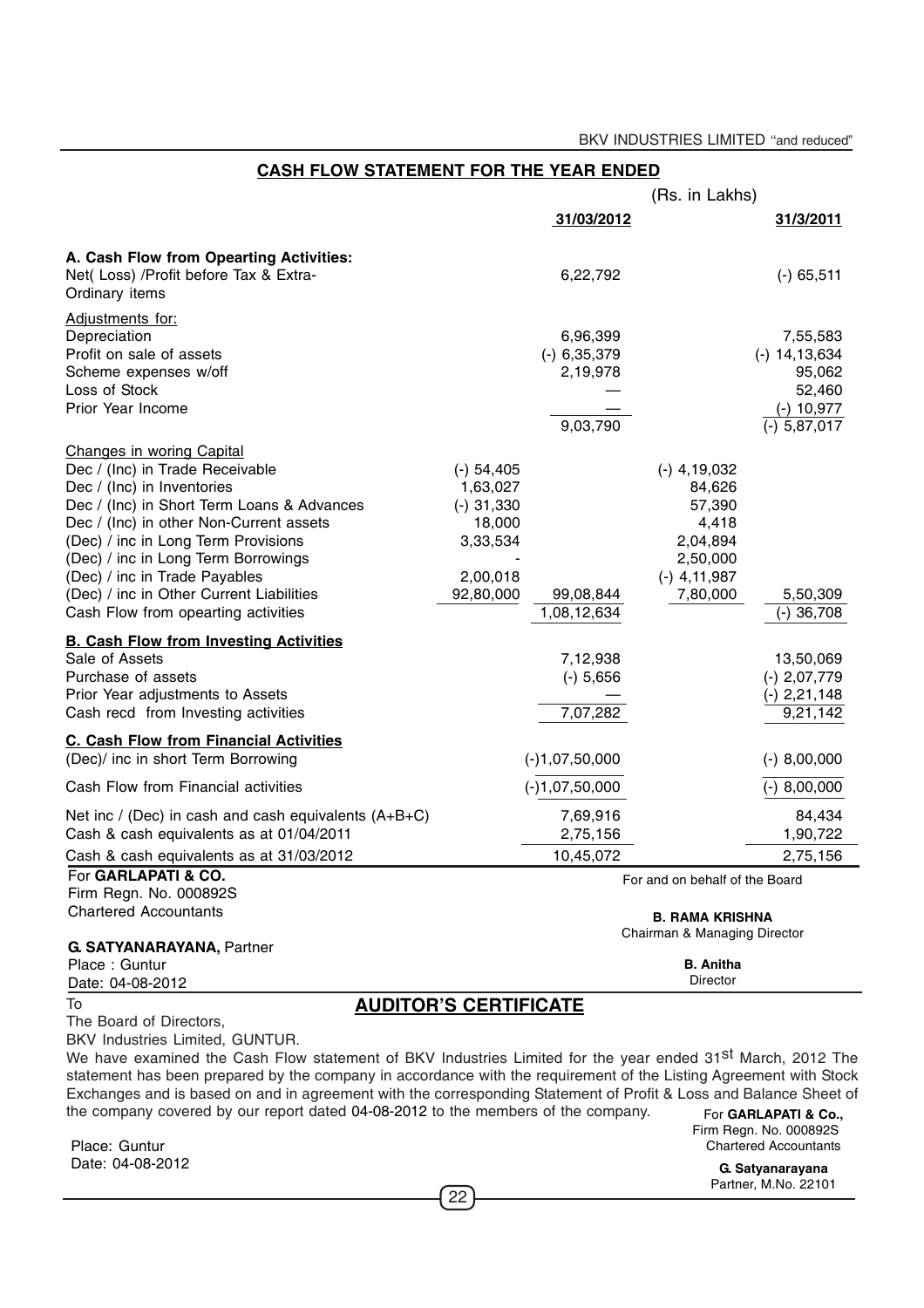## CASH FLOW STATEMENT FOR THE YEAR ENDED

| | | (Rs. in Lakhs) | | |
|---|---|---|---|---|
| | | **31/03/2012** | | **31/3/2011** |
| **A. Cash Flow from Opearting Activities:** | | | | |
| Net( Loss) /Profit before Tax & Extra-Ordinary items | | 6,22,792 | | (-) 65,511 |
| Adjustments for: | | | | |
| Depreciation | | 6,96,399 | | 7,55,583 |
| Profit on sale of assets | | (-) 6,35,379 | | (-) 14,13,634 |
| Scheme expenses w/off | | 2,19,978 | | 95,062 |
| Loss of Stock | | — | | 52,460 |
| Prior Year Income | | — | | (-) 10,977 |
| | | 9,03,790 | | (-) 5,87,017 |
| Changes in woring Capital | | | | |
| Dec / (Inc) in Trade Receivable | (-) 54,405 | | (-) 4,19,032 | |
| Dec / (Inc) in Inventories | 1,63,027 | | 84,626 | |
| Dec / (Inc) in Short Term Loans & Advances | (-) 31,330 | | 57,390 | |
| Dec / (Inc) in other Non-Current assets | 18,000 | | 4,418 | |
| (Dec) / inc in Long Term Provisions | 3,33,534 | | 2,04,894 | |
| (Dec) / inc in Long Term Borrowings | - | | 2,50,000 | |
| (Dec) / inc in Trade Payables | 2,00,018 | | (-) 4,11,987 | |
| (Dec) / inc in Other Current Liabilities | 92,80,000 | 99,08,844 | 7,80,000 | 5,50,309 |
| Cash Flow from opearting activities | | 1,08,12,634 | | (-) 36,708 |
| **B. Cash Flow from Investing Activities** | | | | |
| Sale of Assets | | 7,12,938 | | 13,50,069 |
| Purchase of assets | | (-) 5,656 | | (-) 2,07,779 |
| Prior Year adjustments to Assets | | — | | (-) 2,21,148 |
| Cash recd from Investing activities | | 7,07,282 | | 9,21,142 |
| **C. Cash Flow from Financial Activities** | | | | |
| (Dec)/ inc in short Term Borrowing | | (-)1,07,50,000 | | (-) 8,00,000 |
| Cash Flow from Financial activities | | (-)1,07,50,000 | | (-) 8,00,000 |
| Net inc / (Dec) in cash and cash equivalents (A+B+C) | | 7,69,916 | | 84,434 |
| Cash & cash equivalents as at 01/04/2011 | | 2,75,156 | | 1,90,722 |
| Cash & cash equivalents as at 31/03/2012 | | 10,45,072 | | 2,75,156 |

For **GARLAPATI & CO.**
Firm Regn. No. 000892S
Chartered Accountants

**G. SATYANARAYANA,** Partner
Place : Guntur
Date: 04-08-2012

For and on behalf of the Board

**B. RAMA KRISHNA**
Chairman & Managing Director

**B. Anitha**
Director

## AUDITOR'S CERTIFICATE

To
The Board of Directors,
BKV Industries Limited, GUNTUR.

We have examined the Cash Flow statement of BKV Industries Limited for the year ended 31st March, 2012 The statement has been prepared by the company in accordance with the requirement of the Listing Agreement with Stock Exchanges and is based on and in agreement with the corresponding Statement of Profit & Loss and Balance Sheet of the company covered by our report dated 04-08-2012 to the members of the company.

For **GARLAPATI & Co.,**
Firm Regn. No. 000892S
Chartered Accountants

**G. Satyanarayana**
Partner, M.No. 22101

Place: Guntur
Date: 04-08-2012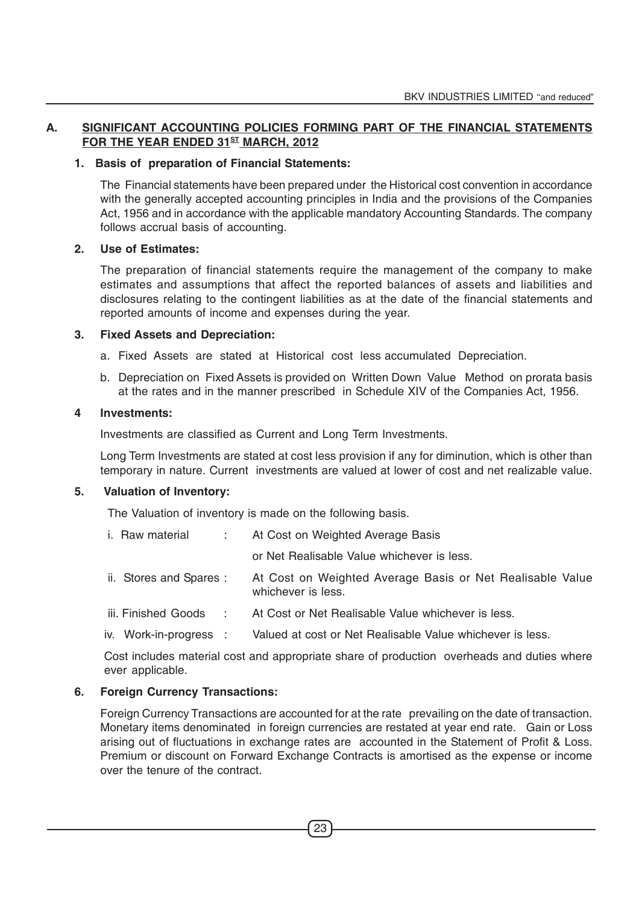## A. SIGNIFICANT ACCOUNTING POLICIES FORMING PART OF THE FINANCIAL STATEMENTS FOR THE YEAR ENDED 31[ST] MARCH, 2012

### 1. Basis of preparation of Financial Statements:

The Financial statements have been prepared under the Historical cost convention in accordance with the generally accepted accounting principles in India and the provisions of the Companies Act, 1956 and in accordance with the applicable mandatory Accounting Standards. The company follows accrual basis of accounting.

### 2. Use of Estimates:

The preparation of financial statements require the management of the company to make estimates and assumptions that affect the reported balances of assets and liabilities and disclosures relating to the contingent liabilities as at the date of the financial statements and reported amounts of income and expenses during the year.

### 3. Fixed Assets and Depreciation:

a. Fixed Assets are stated at Historical cost less accumulated Depreciation.

b. Depreciation on Fixed Assets is provided on Written Down Value Method on prorata basis at the rates and in the manner prescribed in Schedule XIV of the Companies Act, 1956.

### 4 Investments:

Investments are classified as Current and Long Term Investments.

Long Term Investments are stated at cost less provision if any for diminution, which is other than temporary in nature. Current investments are valued at lower of cost and net realizable value.

### 5. Valuation of Inventory:

The Valuation of inventory is made on the following basis.

| | | |
|---|---|---|
| i. Raw material | : | At Cost on Weighted Average Basis or Net Realisable Value whichever is less. |
| ii. Stores and Spares | : | At Cost on Weighted Average Basis or Net Realisable Value whichever is less. |
| iii. Finished Goods | : | At Cost or Net Realisable Value whichever is less. |
| iv. Work-in-progress | : | Valued at cost or Net Realisable Value whichever is less. |

Cost includes material cost and appropriate share of production overheads and duties where ever applicable.

### 6. Foreign Currency Transactions:

Foreign Currency Transactions are accounted for at the rate prevailing on the date of transaction. Monetary items denominated in foreign currencies are restated at year end rate. Gain or Loss arising out of fluctuations in exchange rates are accounted in the Statement of Profit & Loss. Premium or discount on Forward Exchange Contracts is amortised as the expense or income over the tenure of the contract.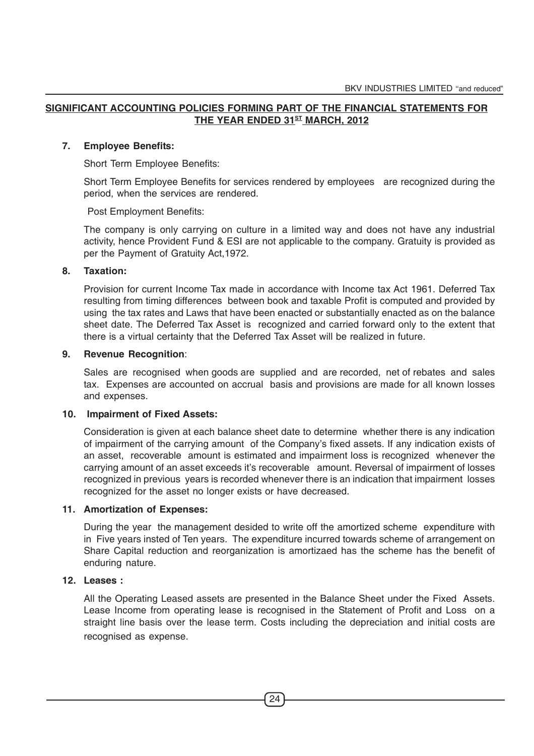## SIGNIFICANT ACCOUNTING POLICIES FORMING PART OF THE FINANCIAL STATEMENTS FOR THE YEAR ENDED 31ST MARCH, 2012

**7. Employee Benefits:**

Short Term Employee Benefits:

Short Term Employee Benefits for services rendered by employees are recognized during the period, when the services are rendered.

Post Employment Benefits:

The company is only carrying on culture in a limited way and does not have any industrial activity, hence Provident Fund & ESI are not applicable to the company. Gratuity is provided as per the Payment of Gratuity Act,1972.

**8. Taxation:**

Provision for current Income Tax made in accordance with Income tax Act 1961. Deferred Tax resulting from timing differences between book and taxable Profit is computed and provided by using the tax rates and Laws that have been enacted or substantially enacted as on the balance sheet date. The Deferred Tax Asset is recognized and carried forward only to the extent that there is a virtual certainty that the Deferred Tax Asset will be realized in future.

**9. Revenue Recognition**:

Sales are recognised when goods are supplied and are recorded, net of rebates and sales tax. Expenses are accounted on accrual basis and provisions are made for all known losses and expenses.

**10. Impairment of Fixed Assets:**

Consideration is given at each balance sheet date to determine whether there is any indication of impairment of the carrying amount of the Company's fixed assets. If any indication exists of an asset, recoverable amount is estimated and impairment loss is recognized whenever the carrying amount of an asset exceeds it's recoverable amount. Reversal of impairment of losses recognized in previous years is recorded whenever there is an indication that impairment losses recognized for the asset no longer exists or have decreased.

**11. Amortization of Expenses:**

During the year the management desided to write off the amortized scheme expenditure with in Five years insted of Ten years. The expenditure incurred towards scheme of arrangement on Share Capital reduction and reorganization is amortizaed has the scheme has the benefit of enduring nature.

**12. Leases :**

All the Operating Leased assets are presented in the Balance Sheet under the Fixed Assets. Lease Income from operating lease is recognised in the Statement of Profit and Loss on a straight line basis over the lease term. Costs including the depreciation and initial costs are recognised as expense.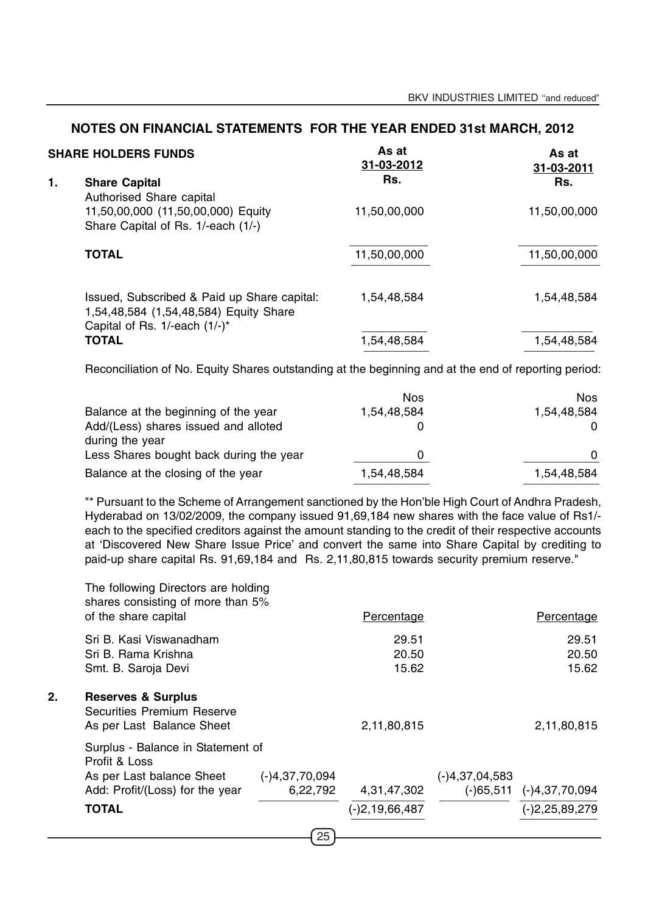## NOTES ON FINANCIAL STATEMENTS FOR THE YEAR ENDED 31st MARCH, 2012

| SHARE HOLDERS FUNDS | As at 31-03-2012 Rs. | As at 31-03-2011 Rs. |
|---|---|---|
| **1. Share Capital** | | |
| Authorised Share capital 11,50,00,000 (11,50,00,000) Equity Share Capital of Rs. 1/-each (1/-) | 11,50,00,000 | 11,50,00,000 |
| **TOTAL** | 11,50,00,000 | 11,50,00,000 |
| Issued, Subscribed & Paid up Share capital: 1,54,48,584 (1,54,48,584) Equity Share Capital of Rs. 1/-each (1/-)* | 1,54,48,584 | 1,54,48,584 |
| **TOTAL** | 1,54,48,584 | 1,54,48,584 |

Reconciliation of No. Equity Shares outstanding at the beginning and at the end of reporting period:

| | Nos | Nos |
|---|---|---|
| Balance at the beginning of the year | 1,54,48,584 | 1,54,48,584 |
| Add/(Less) shares issued and alloted during the year | 0 | 0 |
| Less Shares bought back during the year | 0 | 0 |
| Balance at the closing of the year | 1,54,48,584 | 1,54,48,584 |

"* Pursuant to the Scheme of Arrangement sanctioned by the Hon'ble High Court of Andhra Pradesh, Hyderabad on 13/02/2009, the company issued 91,69,184 new shares with the face value of Rs1/- each to the specified creditors against the amount standing to the credit of their respective accounts at 'Discovered New Share Issue Price' and convert the same into Share Capital by crediting to paid-up share capital Rs. 91,69,184 and Rs. 2,11,80,815 towards security premium reserve."

| The following Directors are holding shares consisting of more than 5% of the share capital | Percentage | Percentage |
|---|---|---|
| Sri B. Kasi Viswanadham | 29.51 | 29.51 |
| Sri B. Rama Krishna | 20.50 | 20.50 |
| Smt. B. Saroja Devi | 15.62 | 15.62 |

| | | As at 31-03-2012 | | As at 31-03-2011 |
|---|---|---|---|---|
| **2. Reserves & Surplus** | | | | |
| Securities Premium Reserve As per Last Balance Sheet | | 2,11,80,815 | | 2,11,80,815 |
| Surplus - Balance in Statement of Profit & Loss | | | | |
| As per Last balance Sheet | (-)4,37,70,094 | | (-)4,37,04,583 | |
| Add: Profit/(Loss) for the year | 6,22,792 | 4,31,47,302 | (-)65,511 | (-)4,37,70,094 |
| **TOTAL** | | (-)2,19,66,487 | | (-)2,25,89,279 |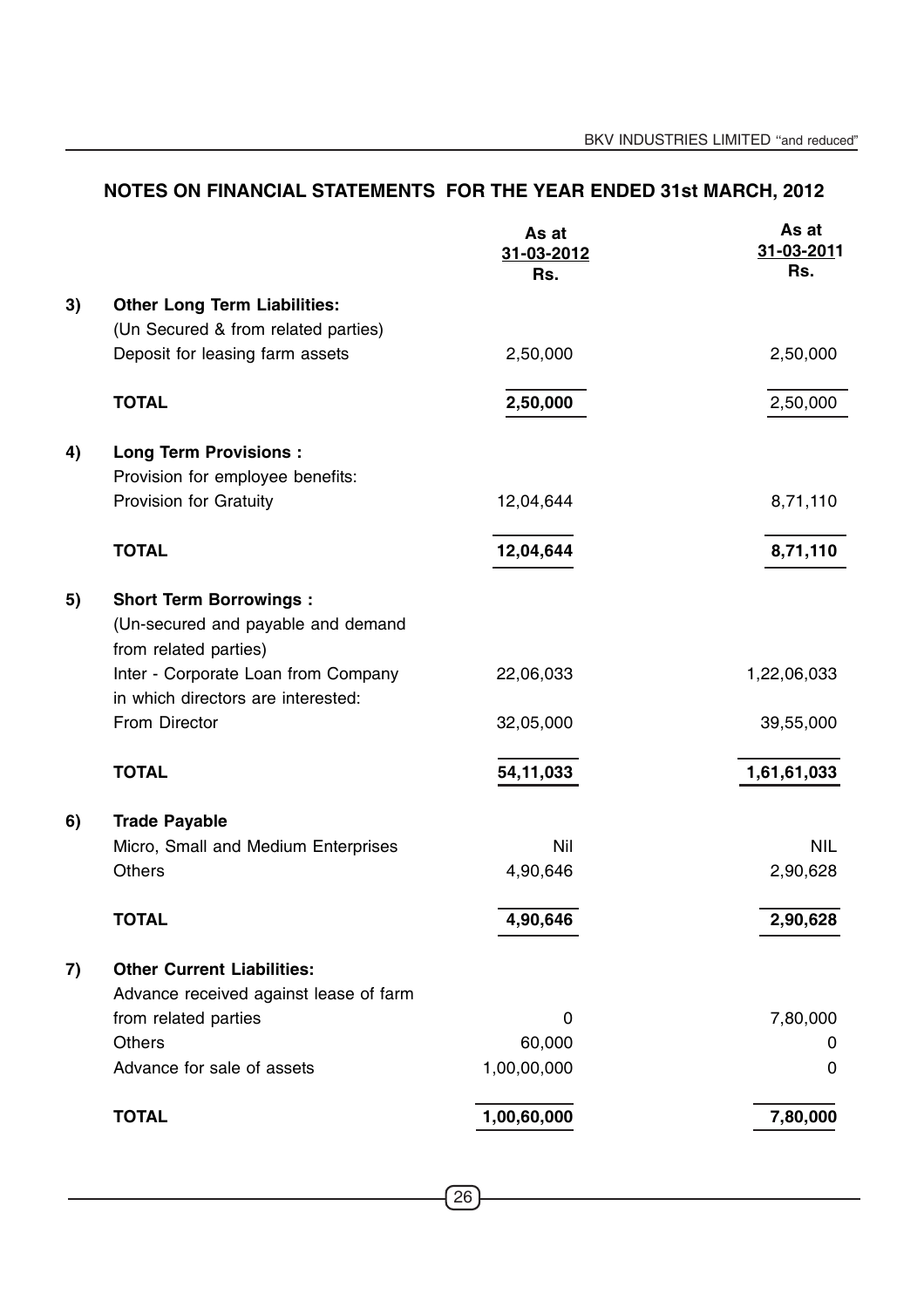## NOTES ON FINANCIAL STATEMENTS FOR THE YEAR ENDED 31st MARCH, 2012

| | | As at 31-03-2012 Rs. | As at 31-03-2011 Rs. |
|---|---|---|---|
| 3) | **Other Long Term Liabilities:** | | |
| | (Un Secured & from related parties) | | |
| | Deposit for leasing farm assets | 2,50,000 | 2,50,000 |
| | **TOTAL** | **2,50,000** | 2,50,000 |
| 4) | **Long Term Provisions :** | | |
| | Provision for employee benefits: | | |
| | Provision for Gratuity | 12,04,644 | 8,71,110 |
| | **TOTAL** | **12,04,644** | **8,71,110** |
| 5) | **Short Term Borrowings :** | | |
| | (Un-secured and payable and demand from related parties) | | |
| | Inter - Corporate Loan from Company in which directors are interested: | 22,06,033 | 1,22,06,033 |
| | From Director | 32,05,000 | 39,55,000 |
| | **TOTAL** | **54,11,033** | **1,61,61,033** |
| 6) | **Trade Payable** | | |
| | Micro, Small and Medium Enterprises | Nil | NIL |
| | Others | 4,90,646 | 2,90,628 |
| | **TOTAL** | **4,90,646** | **2,90,628** |
| 7) | **Other Current Liabilities:** | | |
| | Advance received against lease of farm from related parties | 0 | 7,80,000 |
| | Others | 60,000 | 0 |
| | Advance for sale of assets | 1,00,00,000 | 0 |
| | **TOTAL** | **1,00,60,000** | **7,80,000** |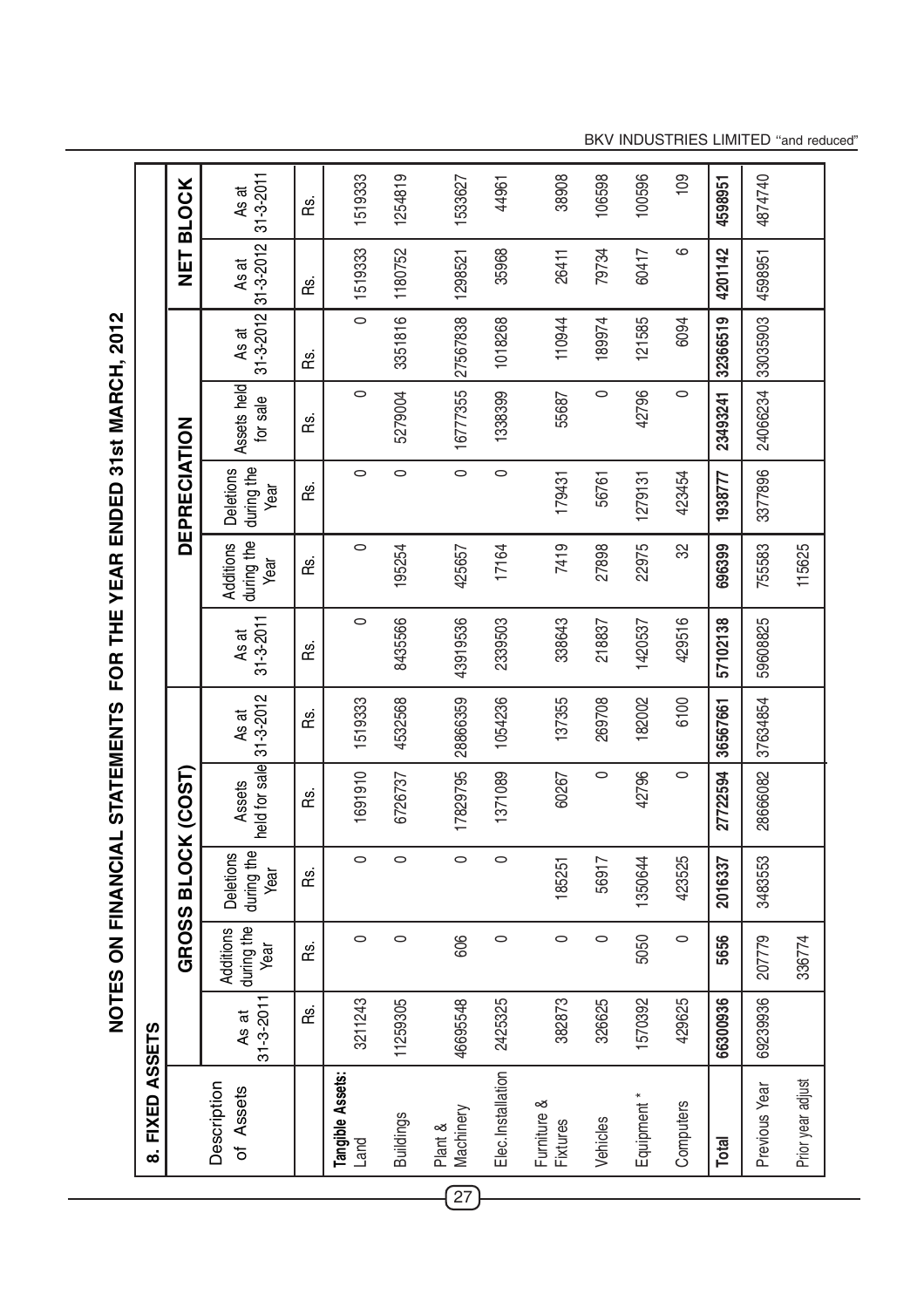# NOTES ON FINANCIAL STATEMENTS FOR THE YEAR ENDED 31st MARCH, 2012

## 8. FIXED ASSETS

| Description of Assets | GROSS BLOCK (COST) | | | | | DEPRECIATION | | | | | NET BLOCK | |
|---|---|---|---|---|---|---|---|---|---|---|---|---|
| | As at 31-3-2011 | Additions during the Year | Deletions during the Year | Assets held for sale | As at 31-3-2012 | As at 31-3-2011 | Additions during the Year | Deletions during the Year | Assets held for sale | As at 31-3-2012 | As at 31-3-2012 | As at 31-3-2011 |
| | Rs. | Rs. | Rs. | Rs. | Rs. | Rs. | Rs. | Rs. | Rs. | Rs. | Rs. | Rs. |
| **Tangible Assets:** Land | 3211243 | 0 | 0 | 1691910 | 1519333 | 0 | 0 | 0 | 0 | 0 | 1519333 | 1519333 |
| Buildings | 11259305 | 0 | 0 | 6726737 | 4532568 | 8435566 | 195254 | 0 | 5279004 | 3351816 | 1180752 | 1254819 |
| Plant & Machinery | 46695548 | 606 | 0 | 17829795 | 28866359 | 43919536 | 425657 | 0 | 16777355 | 27567838 | 1298521 | 1533627 |
| Elec.Installation | 2425325 | 0 | 0 | 1371089 | 1054236 | 2339503 | 17164 | 0 | 1338399 | 1018268 | 35968 | 44961 |
| Furniture & Fixtures | 382873 | 0 | 185251 | 60267 | 137355 | 338643 | 7419 | 179431 | 55687 | 110944 | 26411 | 38908 |
| Vehicles | 326625 | 0 | 56917 | 0 | 269708 | 218837 | 27898 | 56761 | 0 | 189974 | 79734 | 106598 |
| Equipment * | 1570392 | 5050 | 1350644 | 42796 | 182002 | 1420537 | 22975 | 1279131 | 42796 | 121585 | 60417 | 100596 |
| Computers | 429625 | 0 | 423525 | 0 | 6100 | 429516 | 32 | 423454 | 0 | 6094 | 6 | 109 |
| **Total** | **66300936** | **5656** | **2016337** | **27722594** | **36567661** | **57102138** | **696399** | **1938777** | **23493241** | **32366519** | **4201142** | **4598951** |
| Previous Year | 69239936 | 207779 | 3483553 | 28666082 | 37634854 | 59608825 | 755583 | 3377896 | 24066234 | 33035903 | 4598951 | 4874740 |
| Prior year adjust | | 336774 | | | | | 115625 | | | | | |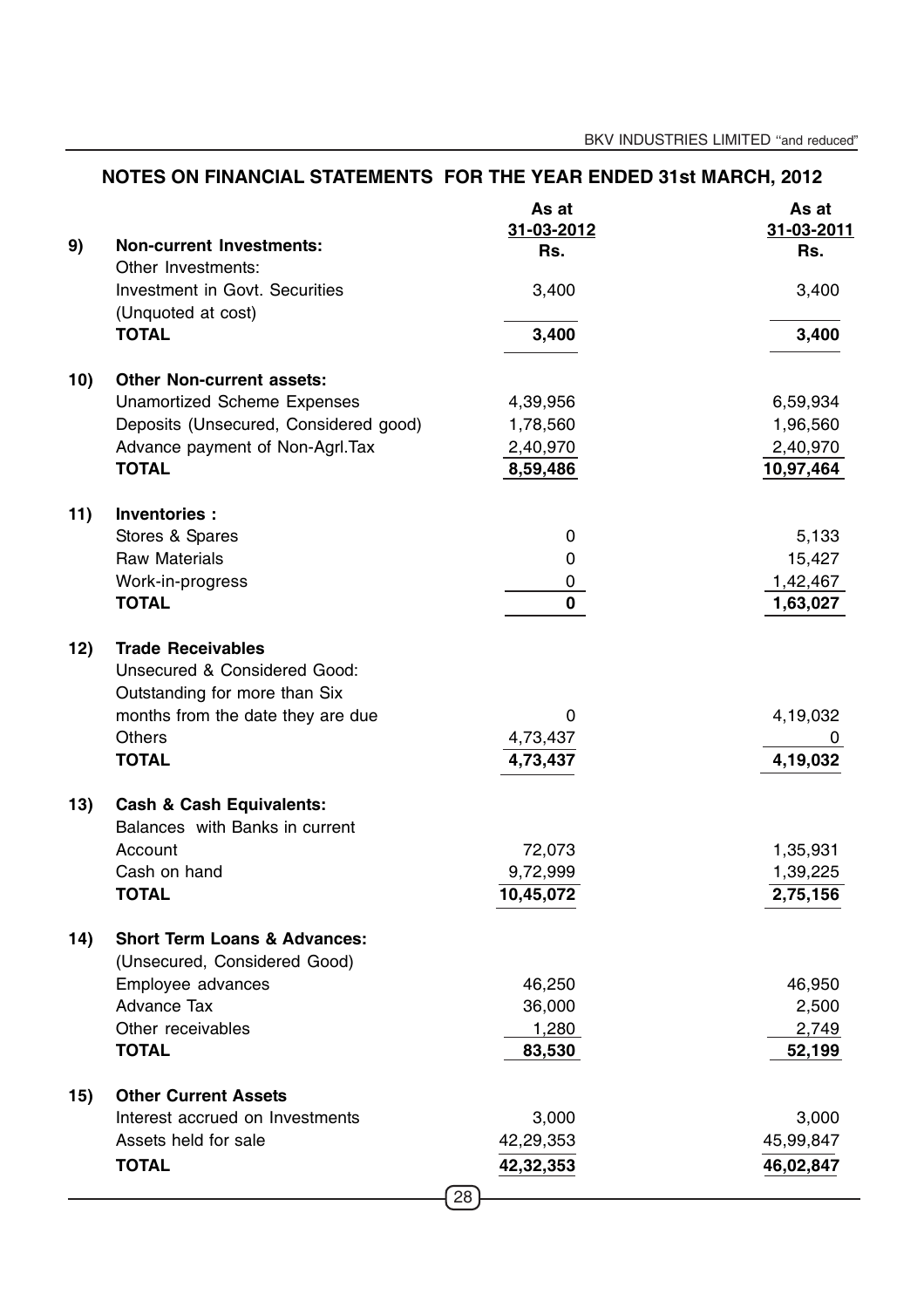## NOTES ON FINANCIAL STATEMENTS FOR THE YEAR ENDED 31st MARCH, 2012

| | | As at 31-03-2012 Rs. | As at 31-03-2011 Rs. |
|---|---|---|---|
| **9)** | **Non-current Investments:** | | |
| | Other Investments: | | |
| | Investment in Govt. Securities (Unquoted at cost) | 3,400 | 3,400 |
| | **TOTAL** | **3,400** | **3,400** |
| **10)** | **Other Non-current assets:** | | |
| | Unamortized Scheme Expenses | 4,39,956 | 6,59,934 |
| | Deposits (Unsecured, Considered good) | 1,78,560 | 1,96,560 |
| | Advance payment of Non-Agrl.Tax | 2,40,970 | 2,40,970 |
| | **TOTAL** | **8,59,486** | **10,97,464** |
| **11)** | **Inventories :** | | |
| | Stores & Spares | 0 | 5,133 |
| | Raw Materials | 0 | 15,427 |
| | Work-in-progress | 0 | 1,42,467 |
| | **TOTAL** | **0** | **1,63,027** |
| **12)** | **Trade Receivables** | | |
| | Unsecured & Considered Good: | | |
| | Outstanding for more than Six months from the date they are due | 0 | 4,19,032 |
| | Others | 4,73,437 | 0 |
| | **TOTAL** | **4,73,437** | **4,19,032** |
| **13)** | **Cash & Cash Equivalents:** | | |
| | Balances with Banks in current Account | 72,073 | 1,35,931 |
| | Cash on hand | 9,72,999 | 1,39,225 |
| | **TOTAL** | **10,45,072** | **2,75,156** |
| **14)** | **Short Term Loans & Advances:** | | |
| | (Unsecured, Considered Good) | | |
| | Employee advances | 46,250 | 46,950 |
| | Advance Tax | 36,000 | 2,500 |
| | Other receivables | 1,280 | 2,749 |
| | **TOTAL** | **83,530** | **52,199** |
| **15)** | **Other Current Assets** | | |
| | Interest accrued on Investments | 3,000 | 3,000 |
| | Assets held for sale | 42,29,353 | 45,99,847 |
| | **TOTAL** | **42,32,353** | **46,02,847** |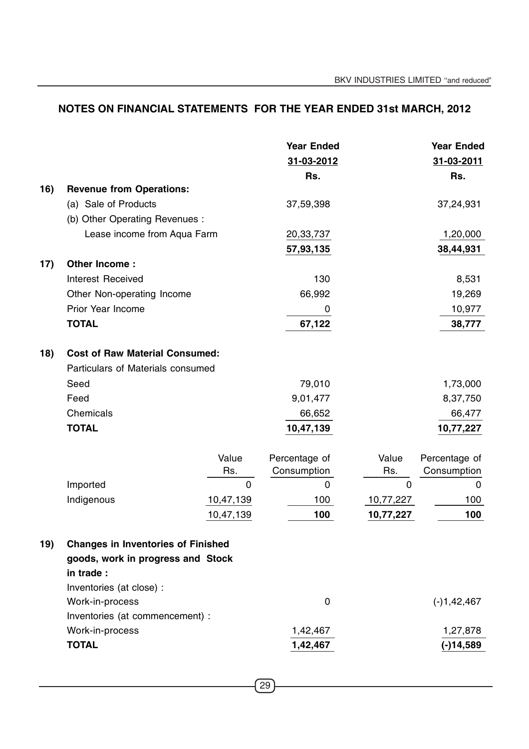## NOTES ON FINANCIAL STATEMENTS FOR THE YEAR ENDED 31st MARCH, 2012

| | | Year Ended 31-03-2012 Rs. | Year Ended 31-03-2011 Rs. |
|---|---|---|---|
| **16)** | **Revenue from Operations:** | | |
| | (a) Sale of Products | 37,59,398 | 37,24,931 |
| | (b) Other Operating Revenues : | | |
| | Lease income from Aqua Farm | 20,33,737 | 1,20,000 |
| | | **57,93,135** | **38,44,931** |
| **17)** | **Other Income :** | | |
| | Interest Received | 130 | 8,531 |
| | Other Non-operating Income | 66,992 | 19,269 |
| | Prior Year Income | 0 | 10,977 |
| | **TOTAL** | **67,122** | **38,777** |
| **18)** | **Cost of Raw Material Consumed:** | | |
| | Particulars of Materials consumed | | |
| | Seed | 79,010 | 1,73,000 |
| | Feed | 9,01,477 | 8,37,750 |
| | Chemicals | 66,652 | 66,477 |
| | **TOTAL** | **10,47,139** | **10,77,227** |

| | Value Rs. | Percentage of Consumption | Value Rs. | Percentage of Consumption |
|---|---|---|---|---|
| Imported | 0 | 0 | 0 | 0 |
| Indigenous | 10,47,139 | 100 | 10,77,227 | 100 |
| | 10,47,139 | **100** | **10,77,227** | **100** |

| | | Year Ended 31-03-2012 Rs. | Year Ended 31-03-2011 Rs. |
|---|---|---|---|
| **19)** | **Changes in Inventories of Finished goods, work in progress and Stock in trade :** | | |
| | Inventories (at close) : | | |
| | Work-in-process | 0 | (-)1,42,467 |
| | Inventories (at commencement) : | | |
| | Work-in-process | 1,42,467 | 1,27,878 |
| | **TOTAL** | **1,42,467** | **(-)14,589** |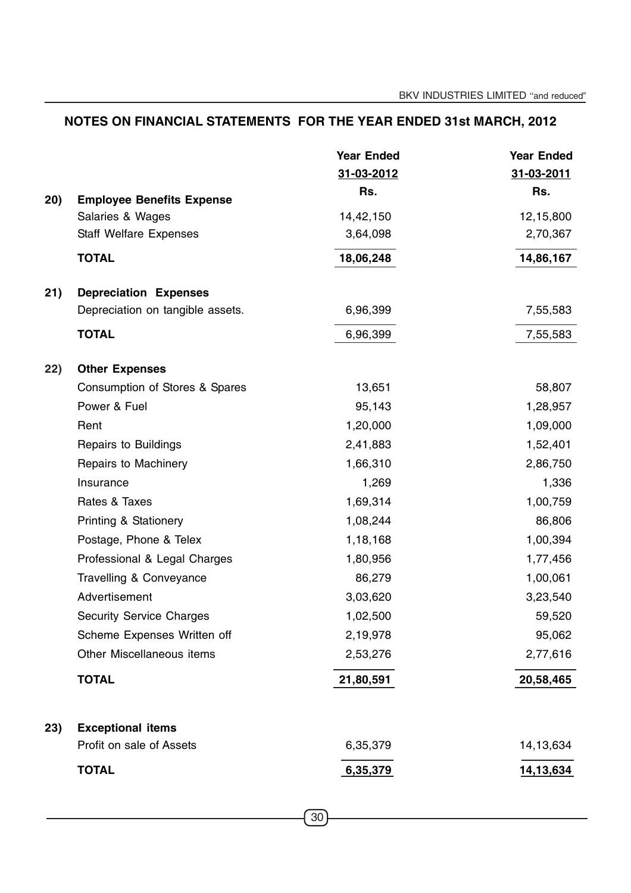## NOTES ON FINANCIAL STATEMENTS FOR THE YEAR ENDED 31st MARCH, 2012

| | | Year Ended 31-03-2012 Rs. | Year Ended 31-03-2011 Rs. |
|---|---|---|---|
| **20)** | **Employee Benefits Expense** | | |
| | Salaries & Wages | 14,42,150 | 12,15,800 |
| | Staff Welfare Expenses | 3,64,098 | 2,70,367 |
| | **TOTAL** | **18,06,248** | **14,86,167** |
| **21)** | **Depreciation Expenses** | | |
| | Depreciation on tangible assets. | 6,96,399 | 7,55,583 |
| | **TOTAL** | 6,96,399 | 7,55,583 |
| **22)** | **Other Expenses** | | |
| | Consumption of Stores & Spares | 13,651 | 58,807 |
| | Power & Fuel | 95,143 | 1,28,957 |
| | Rent | 1,20,000 | 1,09,000 |
| | Repairs to Buildings | 2,41,883 | 1,52,401 |
| | Repairs to Machinery | 1,66,310 | 2,86,750 |
| | Insurance | 1,269 | 1,336 |
| | Rates & Taxes | 1,69,314 | 1,00,759 |
| | Printing & Stationery | 1,08,244 | 86,806 |
| | Postage, Phone & Telex | 1,18,168 | 1,00,394 |
| | Professional & Legal Charges | 1,80,956 | 1,77,456 |
| | Travelling & Conveyance | 86,279 | 1,00,061 |
| | Advertisement | 3,03,620 | 3,23,540 |
| | Security Service Charges | 1,02,500 | 59,520 |
| | Scheme Expenses Written off | 2,19,978 | 95,062 |
| | Other Miscellaneous items | 2,53,276 | 2,77,616 |
| | **TOTAL** | **21,80,591** | **20,58,465** |
| **23)** | **Exceptional items** | | |
| | Profit on sale of Assets | 6,35,379 | 14,13,634 |
| | **TOTAL** | **6,35,379** | **14,13,634** |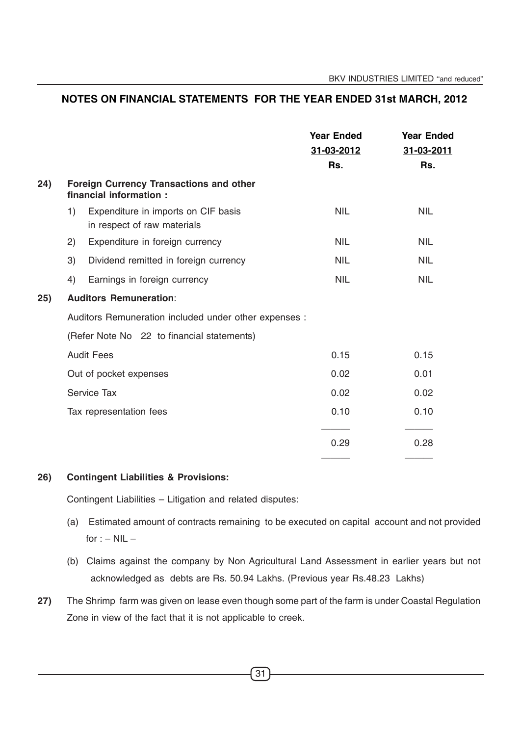## NOTES ON FINANCIAL STATEMENTS FOR THE YEAR ENDED 31st MARCH, 2012

| | | Year Ended 31-03-2012 Rs. | Year Ended 31-03-2011 Rs. |
|---|---|---|---|
| **24)** | **Foreign Currency Transactions and other financial information :** | | |
| | 1) Expenditure in imports on CIF basis in respect of raw materials | NIL | NIL |
| | 2) Expenditure in foreign currency | NIL | NIL |
| | 3) Dividend remitted in foreign currency | NIL | NIL |
| | 4) Earnings in foreign currency | NIL | NIL |
| **25)** | **Auditors Remuneration**: | | |
| | Auditors Remuneration included under other expenses : | | |
| | (Refer Note No 22 to financial statements) | | |
| | Audit Fees | 0.15 | 0.15 |
| | Out of pocket expenses | 0.02 | 0.01 |
| | Service Tax | 0.02 | 0.02 |
| | Tax representation fees | 0.10 | 0.10 |
| | | 0.29 | 0.28 |

**26) Contingent Liabilities & Provisions:**

Contingent Liabilities – Litigation and related disputes:

(a) Estimated amount of contracts remaining to be executed on capital account and not provided for : – NIL –

(b) Claims against the company by Non Agricultural Land Assessment in earlier years but not acknowledged as debts are Rs. 50.94 Lakhs. (Previous year Rs.48.23 Lakhs)

**27)** The Shrimp farm was given on lease even though some part of the farm is under Coastal Regulation Zone in view of the fact that it is not applicable to creek.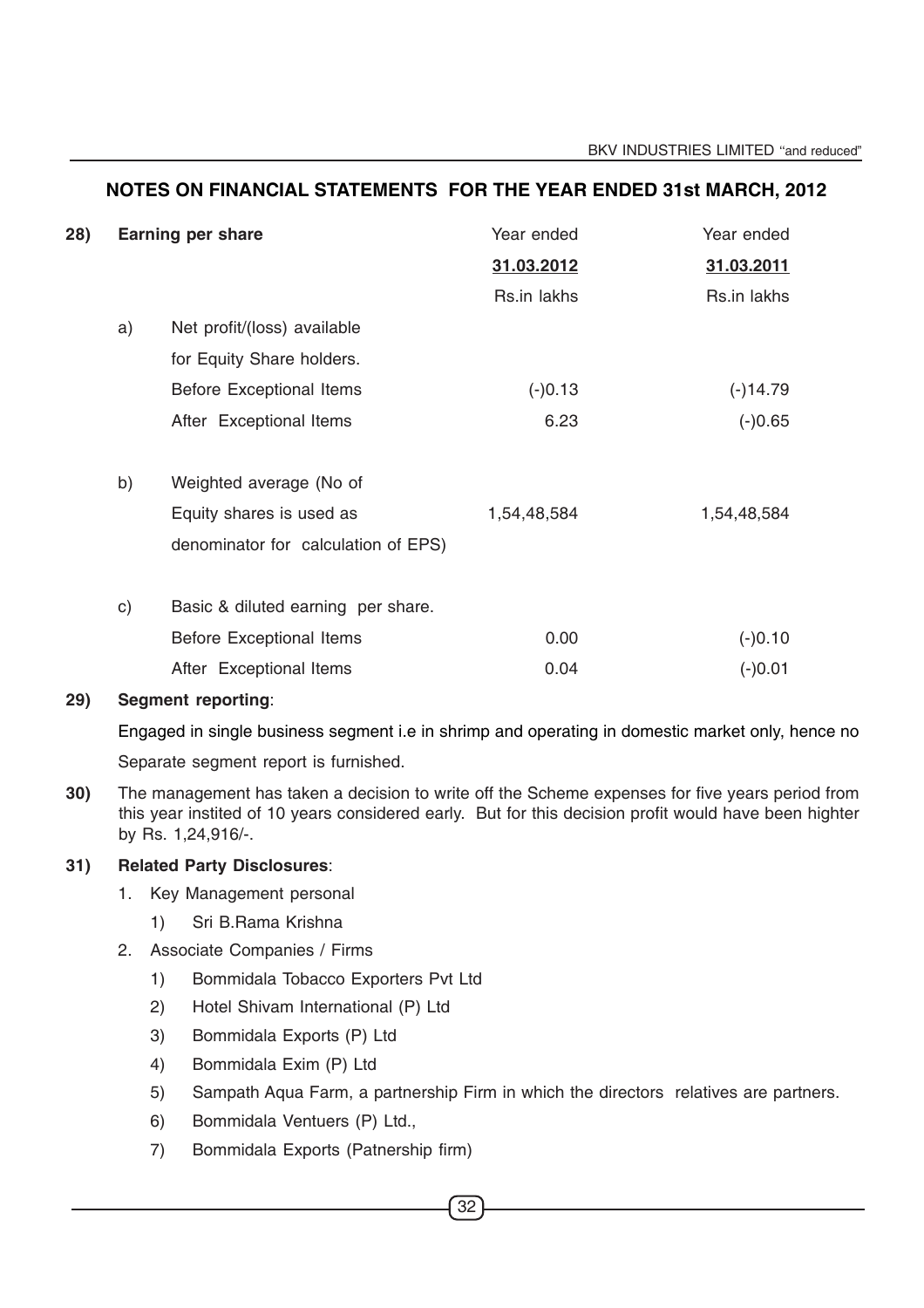## NOTES ON FINANCIAL STATEMENTS FOR THE YEAR ENDED 31st MARCH, 2012

**28) Earning per share**

| | | Year ended **31.03.2012** Rs.in lakhs | Year ended **31.03.2011** Rs.in lakhs |
|---|---|---|---|
| a) | Net profit/(loss) available for Equity Share holders. | | |
| | Before Exceptional Items | (-)0.13 | (-)14.79 |
| | After Exceptional Items | 6.23 | (-)0.65 |
| b) | Weighted average (No of Equity shares is used as denominator for calculation of EPS) | 1,54,48,584 | 1,54,48,584 |
| c) | Basic & diluted earning per share. | | |
| | Before Exceptional Items | 0.00 | (-)0.10 |
| | After Exceptional Items | 0.04 | (-)0.01 |

**29) Segment reporting**:

Engaged in single business segment i.e in shrimp and operating in domestic market only, hence no Separate segment report is furnished.

**30)** The management has taken a decision to write off the Scheme expenses for five years period from this year instited of 10 years considered early. But for this decision profit would have been highter by Rs. 1,24,916/-.

**31) Related Party Disclosures**:

1. Key Management personal
   1) Sri B.Rama Krishna
2. Associate Companies / Firms
   1) Bommidala Tobacco Exporters Pvt Ltd
   2) Hotel Shivam International (P) Ltd
   3) Bommidala Exports (P) Ltd
   4) Bommidala Exim (P) Ltd
   5) Sampath Aqua Farm, a partnership Firm in which the directors relatives are partners.
   6) Bommidala Ventuers (P) Ltd.,
   7) Bommidala Exports (Patnership firm)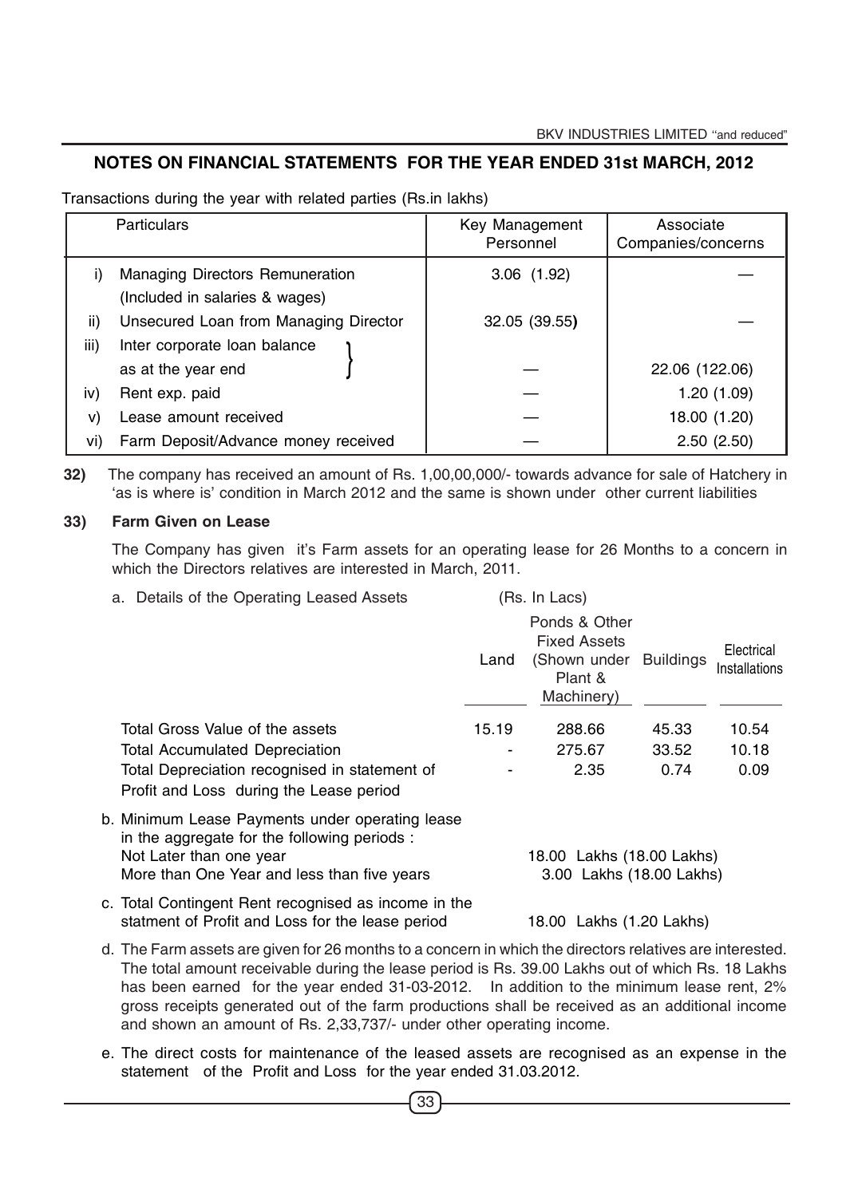## NOTES ON FINANCIAL STATEMENTS FOR THE YEAR ENDED 31st MARCH, 2012

Transactions during the year with related parties (Rs.in lakhs)

| | Particulars | Key Management Personnel | Associate Companies/concerns |
|---|---|---|---|
| i) | Managing Directors Remuneration (Included in salaries & wages) | 3.06 (1.92) | — |
| ii) | Unsecured Loan from Managing Director | 32.05 (39.55) | — |
| iii) | Inter corporate loan balance as at the year end | — | 22.06 (122.06) |
| iv) | Rent exp. paid | — | 1.20 (1.09) |
| v) | Lease amount received | — | 18.00 (1.20) |
| vi) | Farm Deposit/Advance money received | — | 2.50 (2.50) |

**32)** The company has received an amount of Rs. 1,00,00,000/- towards advance for sale of Hatchery in 'as is where is' condition in March 2012 and the same is shown under other current liabilities

**33) Farm Given on Lease**

The Company has given it's Farm assets for an operating lease for 26 Months to a concern in which the Directors relatives are interested in March, 2011.

a. Details of the Operating Leased Assets (Rs. In Lacs)

| | Land | Ponds & Other Fixed Assets (Shown under Plant & Machinery) | Buildings | Electrical Installations |
|---|---|---|---|---|
| Total Gross Value of the assets | 15.19 | 288.66 | 45.33 | 10.54 |
| Total Accumulated Depreciation | - | 275.67 | 33.52 | 10.18 |
| Total Depreciation recognised in statement of Profit and Loss during the Lease period | - | 2.35 | 0.74 | 0.09 |

b. Minimum Lease Payments under operating lease in the aggregate for the following periods :

| | |
|---|---|
| Not Later than one year | 18.00 Lakhs (18.00 Lakhs) |
| More than One Year and less than five years | 3.00 Lakhs (18.00 Lakhs) |

c. Total Contingent Rent recognised as income in the statment of Profit and Loss for the lease period 18.00 Lakhs (1.20 Lakhs)

d. The Farm assets are given for 26 months to a concern in which the directors relatives are interested. The total amount receivable during the lease period is Rs. 39.00 Lakhs out of which Rs. 18 Lakhs has been earned for the year ended 31-03-2012. In addition to the minimum lease rent, 2% gross receipts generated out of the farm productions shall be received as an additional income and shown an amount of Rs. 2,33,737/- under other operating income.

e. The direct costs for maintenance of the leased assets are recognised as an expense in the statement of the Profit and Loss for the year ended 31.03.2012.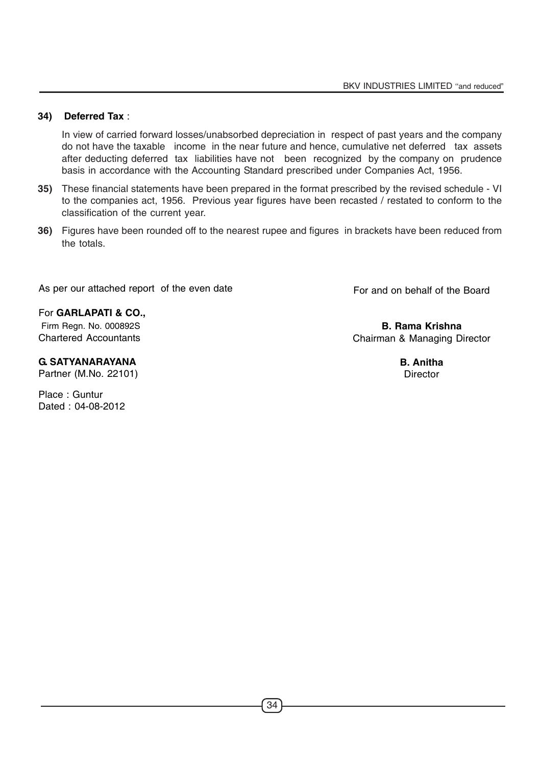**34) Deferred Tax** :

In view of carried forward losses/unabsorbed depreciation in respect of past years and the company do not have the taxable income in the near future and hence, cumulative net deferred tax assets after deducting deferred tax liabilities have not been recognized by the company on prudence basis in accordance with the Accounting Standard prescribed under Companies Act, 1956.

**35)** These financial statements have been prepared in the format prescribed by the revised schedule - VI to the companies act, 1956. Previous year figures have been recasted / restated to conform to the classification of the current year.

**36)** Figures have been rounded off to the nearest rupee and figures in brackets have been reduced from the totals.

As per our attached report of the even date

For **GARLAPATI & CO.,**
Firm Regn. No. 000892S
Chartered Accountants

**G. SATYANARAYANA**
Partner (M.No. 22101)

Place : Guntur
Dated : 04-08-2012

For and on behalf of the Board

**B. Rama Krishna**
Chairman & Managing Director

**B. Anitha**
Director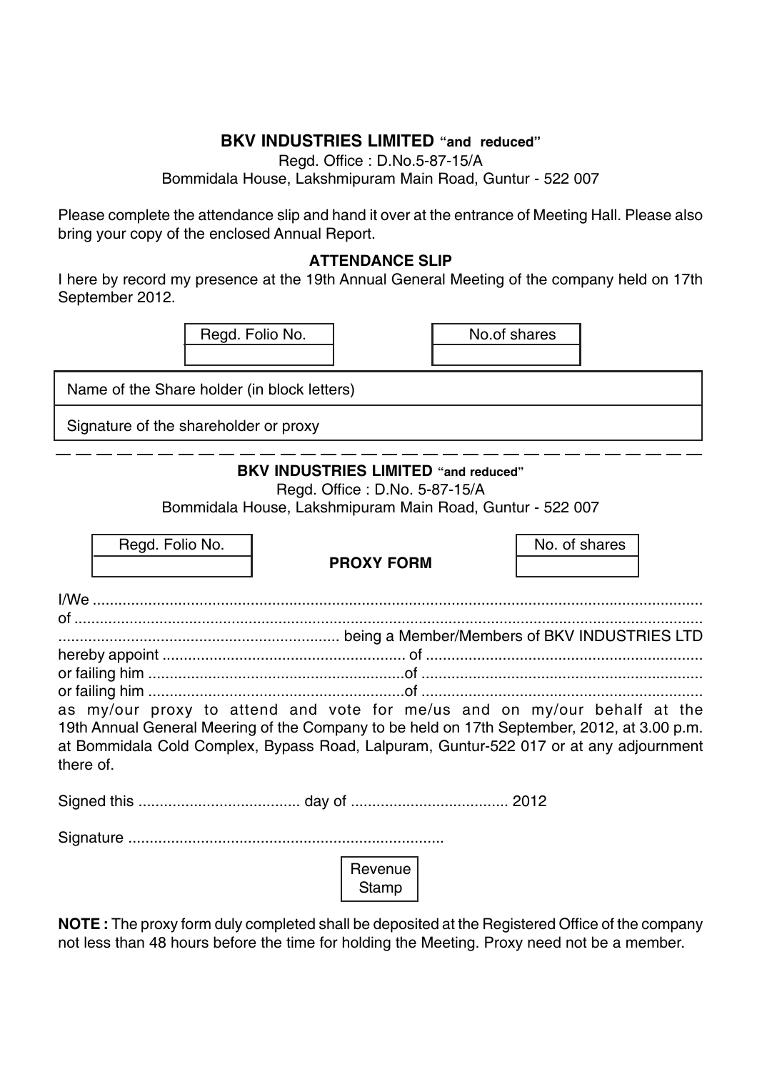**BKV INDUSTRIES LIMITED "and reduced"**

Regd. Office : D.No.5-87-15/A

Bommidala House, Lakshmipuram Main Road, Guntur - 522 007

Please complete the attendance slip and hand it over at the entrance of Meeting Hall. Please also bring your copy of the enclosed Annual Report.

**ATTENDANCE SLIP**

I here by record my presence at the 19th Annual General Meeting of the company held on 17th September 2012.

| Regd. Folio No. | No.of shares |
|---|---|
| | |

| Name of the Share holder (in block letters) |
|---|
| Signature of the shareholder or proxy |

---

**BKV INDUSTRIES LIMITED "and reduced"**

Regd. Office : D.No. 5-87-15/A

Bommidala House, Lakshmipuram Main Road, Guntur - 522 007

| Regd. Folio No. | | No. of shares |
|---|---|---|
| | **PROXY FORM** | |

I/We ..................................................................................................................................

of ......................................................................................................................................

................................................................ being a Member/Members of BKV INDUSTRIES LTD

hereby appoint ........................................................ of .................................................................

or failing him ...........................................................of .................................................................

or failing him ...........................................................of .................................................................

as my/our proxy to attend and vote for me/us and on my/our behalf at the 19th Annual General Meering of the Company to be held on 17th September, 2012, at 3.00 p.m. at Bommidala Cold Complex, Bypass Road, Lalpuram, Guntur-522 017 or at any adjournment there of.

Signed this ..................................... day of .................................... 2012

Signature .........................................................................

| Revenue Stamp |
|---|

**NOTE :** The proxy form duly completed shall be deposited at the Registered Office of the company not less than 48 hours before the time for holding the Meeting. Proxy need not be a member.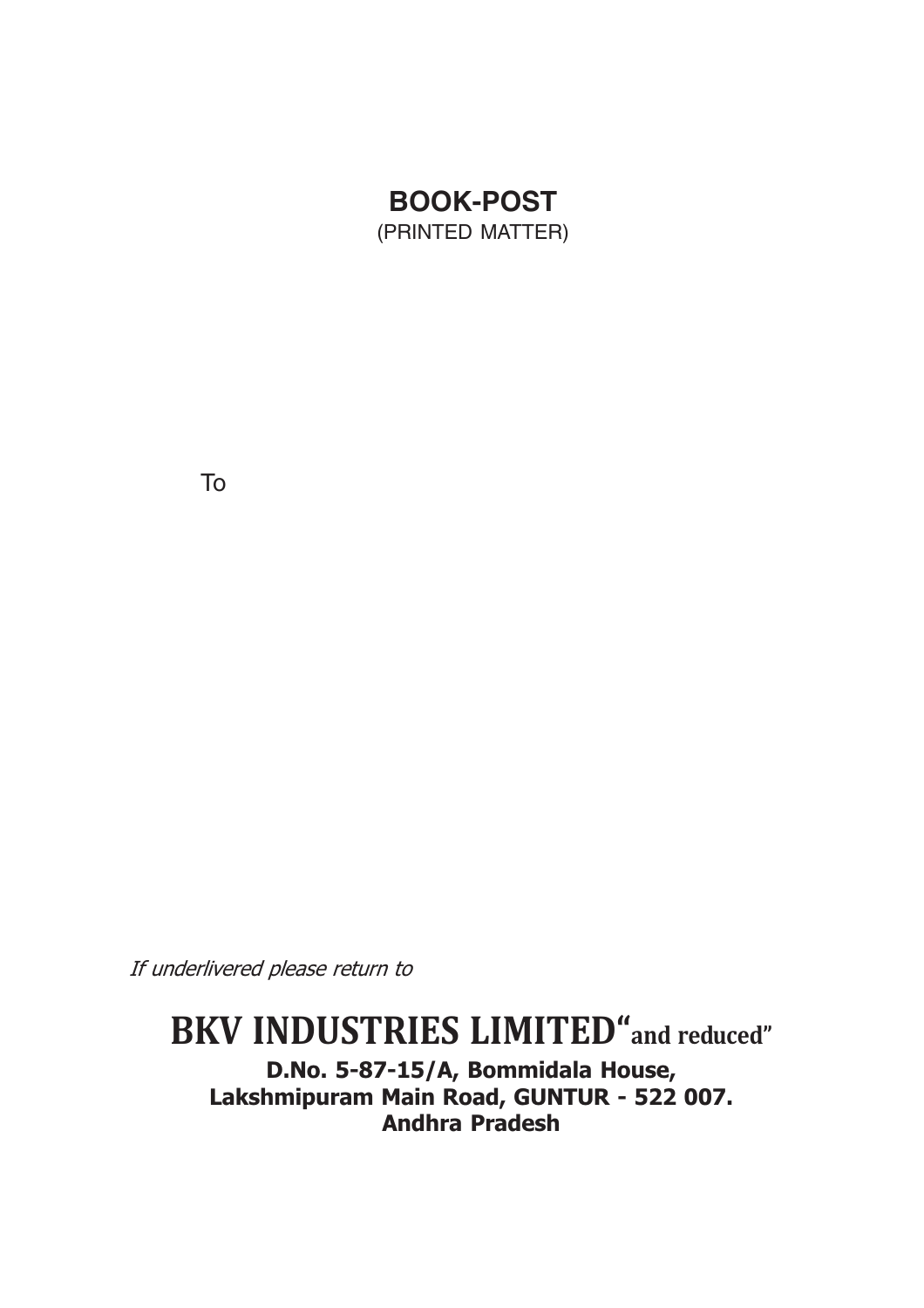**BOOK-POST**
(PRINTED MATTER)

To

*If underlivered please return to*

**BKV INDUSTRIES LIMITED“and reduced”**

**D.No. 5-87-15/A, Bommidala House,**
**Lakshmipuram Main Road, GUNTUR - 522 007.**
**Andhra Pradesh**